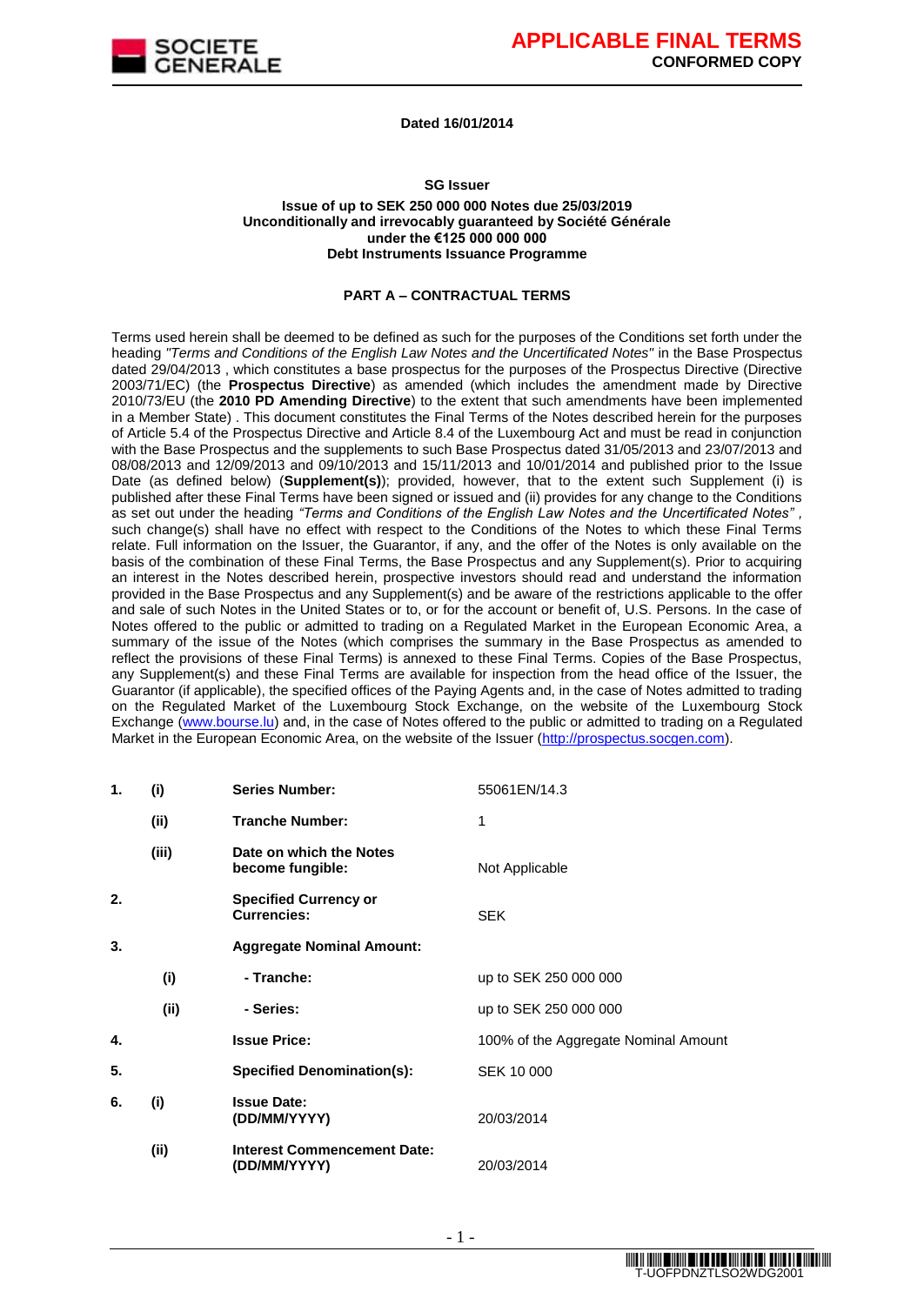# APPLICABLE FINAL TERMS
**CONFORMED COPY**

**Dated 16/01/2014**

**SG Issuer**

**Issue of up to SEK 250 000 000 Notes due 25/03/2019**
**Unconditionally and irrevocably guaranteed by Société Générale**
**under the €125 000 000 000**
**Debt Instruments Issuance Programme**

## PART A – CONTRACTUAL TERMS

Terms used herein shall be deemed to be defined as such for the purposes of the Conditions set forth under the heading *"Terms and Conditions of the English Law Notes and the Uncertificated Notes"* in the Base Prospectus dated 29/04/2013 , which constitutes a base prospectus for the purposes of the Prospectus Directive (Directive 2003/71/EC) (the **Prospectus Directive**) as amended (which includes the amendment made by Directive 2010/73/EU (the **2010 PD Amending Directive**) to the extent that such amendments have been implemented in a Member State) . This document constitutes the Final Terms of the Notes described herein for the purposes of Article 5.4 of the Prospectus Directive and Article 8.4 of the Luxembourg Act and must be read in conjunction with the Base Prospectus and the supplements to such Base Prospectus dated 31/05/2013 and 23/07/2013 and 08/08/2013 and 12/09/2013 and 09/10/2013 and 15/11/2013 and 10/01/2014 and published prior to the Issue Date (as defined below) (**Supplement(s)**); provided, however, that to the extent such Supplement (i) is published after these Final Terms have been signed or issued and (ii) provides for any change to the Conditions as set out under the heading *"Terms and Conditions of the English Law Notes and the Uncertificated Notes"* , such change(s) shall have no effect with respect to the Conditions of the Notes to which these Final Terms relate. Full information on the Issuer, the Guarantor, if any, and the offer of the Notes is only available on the basis of the combination of these Final Terms, the Base Prospectus and any Supplement(s). Prior to acquiring an interest in the Notes described herein, prospective investors should read and understand the information provided in the Base Prospectus and any Supplement(s) and be aware of the restrictions applicable to the offer and sale of such Notes in the United States or to, or for the account or benefit of, U.S. Persons. In the case of Notes offered to the public or admitted to trading on a Regulated Market in the European Economic Area, a summary of the issue of the Notes (which comprises the summary in the Base Prospectus as amended to reflect the provisions of these Final Terms) is annexed to these Final Terms. Copies of the Base Prospectus, any Supplement(s) and these Final Terms are available for inspection from the head office of the Issuer, the Guarantor (if applicable), the specified offices of the Paying Agents and, in the case of Notes admitted to trading on the Regulated Market of the Luxembourg Stock Exchange, on the website of the Luxembourg Stock Exchange (www.bourse.lu) and, in the case of Notes offered to the public or admitted to trading on a Regulated Market in the European Economic Area, on the website of the Issuer (http://prospectus.socgen.com).

| | | | |
|---|---|---|---|
| **1.** | **(i)** | **Series Number:** | 55061EN/14.3 |
| | **(ii)** | **Tranche Number:** | 1 |
| | **(iii)** | **Date on which the Notes become fungible:** | Not Applicable |
| **2.** | | **Specified Currency or Currencies:** | SEK |
| **3.** | | **Aggregate Nominal Amount:** | |
| | **(i)** | **- Tranche:** | up to SEK 250 000 000 |
| | **(ii)** | **- Series:** | up to SEK 250 000 000 |
| **4.** | | **Issue Price:** | 100% of the Aggregate Nominal Amount |
| **5.** | | **Specified Denomination(s):** | SEK 10 000 |
| **6.** | **(i)** | **Issue Date: (DD/MM/YYYY)** | 20/03/2014 |
| | **(ii)** | **Interest Commencement Date: (DD/MM/YYYY)** | 20/03/2014 |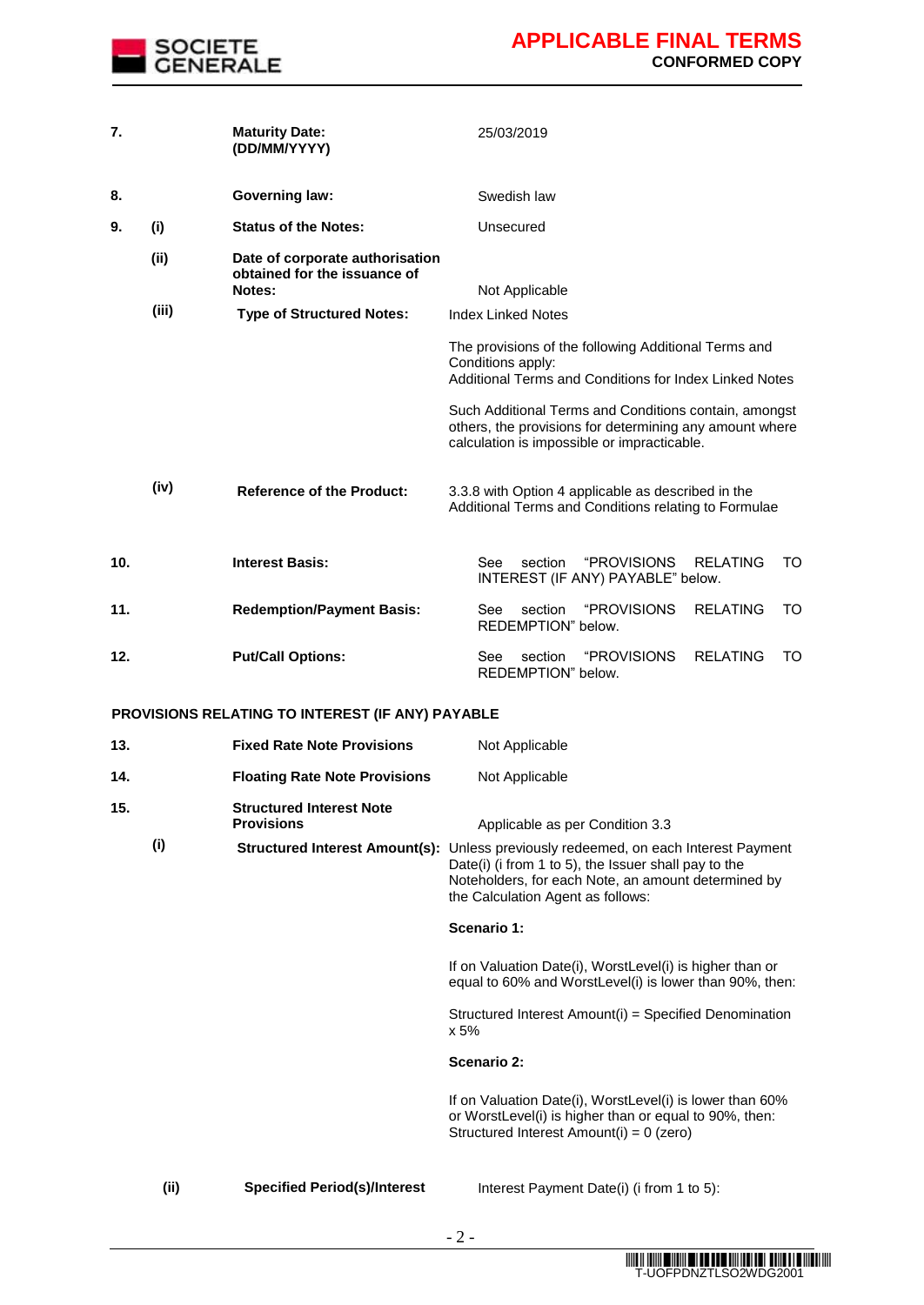| | | | |
|---|---|---|---|
| **7.** | | **Maturity Date: (DD/MM/YYYY)** | 25/03/2019 |
| **8.** | | **Governing law:** | Swedish law |
| **9.** | **(i)** | **Status of the Notes:** | Unsecured |
| | **(ii)** | **Date of corporate authorisation obtained for the issuance of Notes:** | Not Applicable |
| | **(iii)** | **Type of Structured Notes:** | Index Linked Notes<br><br>The provisions of the following Additional Terms and Conditions apply:<br>Additional Terms and Conditions for Index Linked Notes<br><br>Such Additional Terms and Conditions contain, amongst others, the provisions for determining any amount where calculation is impossible or impracticable. |
| | **(iv)** | **Reference of the Product:** | 3.3.8 with Option 4 applicable as described in the Additional Terms and Conditions relating to Formulae |
| **10.** | | **Interest Basis:** | See section "PROVISIONS RELATING TO INTEREST (IF ANY) PAYABLE" below. |
| **11.** | | **Redemption/Payment Basis:** | See section "PROVISIONS RELATING TO REDEMPTION" below. |
| **12.** | | **Put/Call Options:** | See section "PROVISIONS RELATING TO REDEMPTION" below. |

**PROVISIONS RELATING TO INTEREST (IF ANY) PAYABLE**

| | | | |
|---|---|---|---|
| **13.** | | **Fixed Rate Note Provisions** | Not Applicable |
| **14.** | | **Floating Rate Note Provisions** | Not Applicable |
| **15.** | | **Structured Interest Note Provisions** | Applicable as per Condition 3.3 |
| | **(i)** | **Structured Interest Amount(s):** | Unless previously redeemed, on each Interest Payment Date(i) (i from 1 to 5), the Issuer shall pay to the Noteholders, for each Note, an amount determined by the Calculation Agent as follows:<br><br>**Scenario 1:**<br><br>If on Valuation Date(i), WorstLevel(i) is higher than or equal to 60% and WorstLevel(i) is lower than 90%, then:<br><br>Structured Interest Amount(i) = Specified Denomination x 5%<br><br>**Scenario 2:**<br><br>If on Valuation Date(i), WorstLevel(i) is lower than 60% or WorstLevel(i) is higher than or equal to 90%, then:<br>Structured Interest Amount(i) = 0 (zero) |
| | **(ii)** | **Specified Period(s)/Interest** | Interest Payment Date(i) (i from 1 to 5): |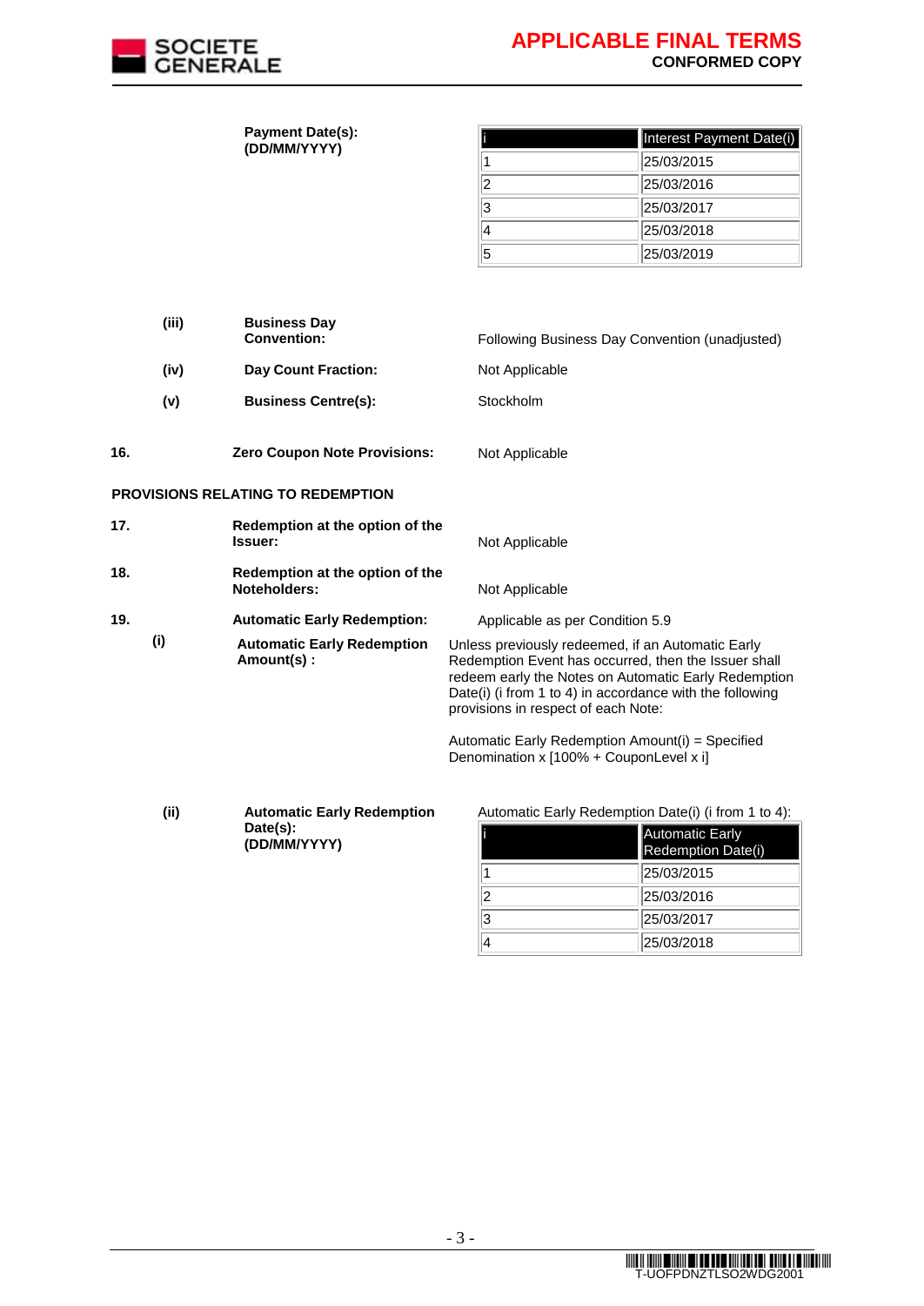| | Payment Date(s): (DD/MM/YYYY) | | |
|---|---|---|---|
| | | **i** | **Interest Payment Date(i)** |
| | | 1 | 25/03/2015 |
| | | 2 | 25/03/2016 |
| | | 3 | 25/03/2017 |
| | | 4 | 25/03/2018 |
| | | 5 | 25/03/2019 |

(iii) **Business Day Convention:** Following Business Day Convention (unadjusted)

(iv) **Day Count Fraction:** Not Applicable

(v) **Business Centre(s):** Stockholm

16. **Zero Coupon Note Provisions:** Not Applicable

**PROVISIONS RELATING TO REDEMPTION**

17. **Redemption at the option of the Issuer:** Not Applicable

18. **Redemption at the option of the Noteholders:** Not Applicable

19. **Automatic Early Redemption:** Applicable as per Condition 5.9

(i) **Automatic Early Redemption Amount(s) :**

Unless previously redeemed, if an Automatic Early Redemption Event has occurred, then the Issuer shall redeem early the Notes on Automatic Early Redemption Date(i) (i from 1 to 4) in accordance with the following provisions in respect of each Note:

Automatic Early Redemption Amount(i) = Specified Denomination x [100% + CouponLevel x i]

(ii) **Automatic Early Redemption Date(s): (DD/MM/YYYY)**

Automatic Early Redemption Date(i) (i from 1 to 4):

| i | Automatic Early Redemption Date(i) |
|---|---|
| 1 | 25/03/2015 |
| 2 | 25/03/2016 |
| 3 | 25/03/2017 |
| 4 | 25/03/2018 |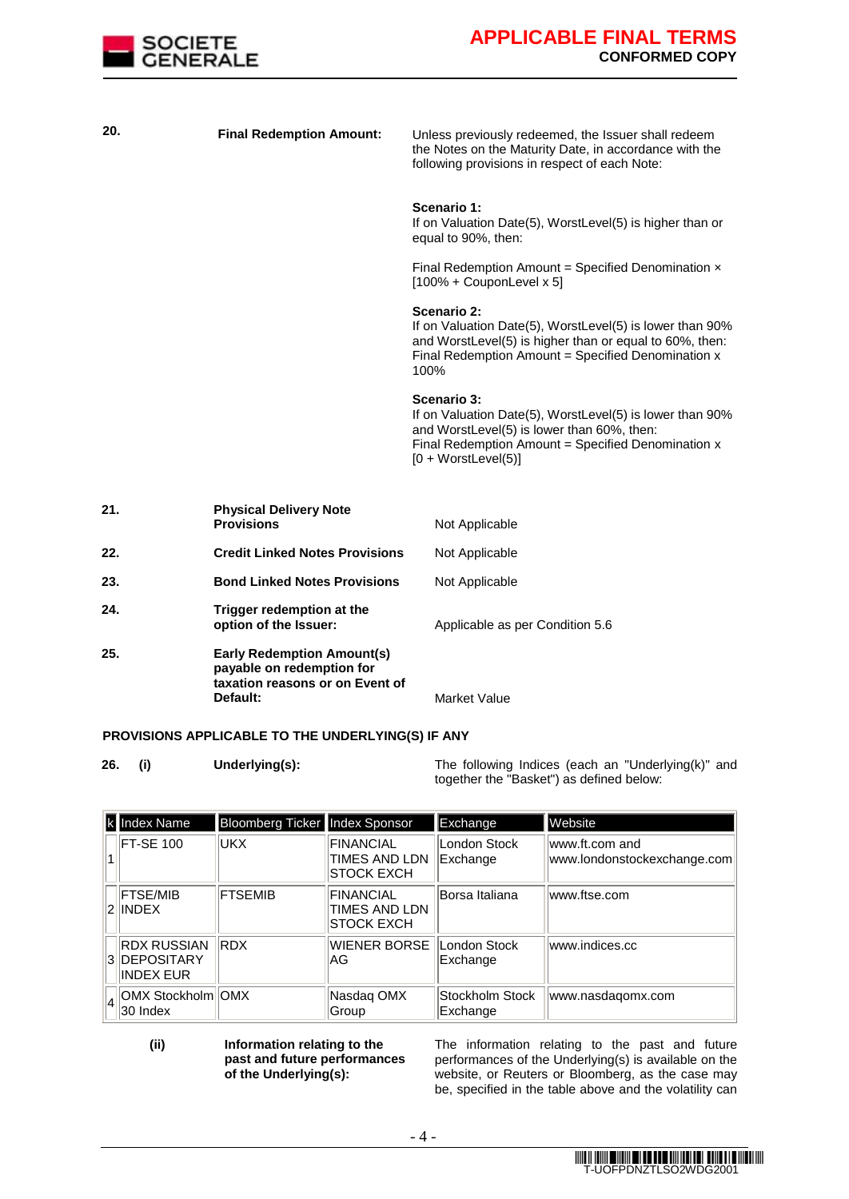**20. Final Redemption Amount:**

Unless previously redeemed, the Issuer shall redeem the Notes on the Maturity Date, in accordance with the following provisions in respect of each Note:

**Scenario 1:**
If on Valuation Date(5), WorstLevel(5) is higher than or equal to 90%, then:

Final Redemption Amount = Specified Denomination × [100% + CouponLevel x 5]

**Scenario 2:**
If on Valuation Date(5), WorstLevel(5) is lower than 90% and WorstLevel(5) is higher than or equal to 60%, then:
Final Redemption Amount = Specified Denomination x 100%

**Scenario 3:**
If on Valuation Date(5), WorstLevel(5) is lower than 90% and WorstLevel(5) is lower than 60%, then:
Final Redemption Amount = Specified Denomination x [0 + WorstLevel(5)]

**21. Physical Delivery Note Provisions:** Not Applicable

**22. Credit Linked Notes Provisions:** Not Applicable

**23. Bond Linked Notes Provisions:** Not Applicable

**24. Trigger redemption at the option of the Issuer:** Applicable as per Condition 5.6

**25. Early Redemption Amount(s) payable on redemption for taxation reasons or on Event of Default:** Market Value

**PROVISIONS APPLICABLE TO THE UNDERLYING(S) IF ANY**

**26. (i) Underlying(s):**

The following Indices (each an "Underlying(k)" and together the "Basket") as defined below:

| k | Index Name | Bloomberg Ticker | Index Sponsor | Exchange | Website |
|---|---|---|---|---|---|
| 1 | FT-SE 100 | UKX | FINANCIAL TIMES AND LDN STOCK EXCH | London Stock Exchange | www.ft.com and www.londonstockexchange.com |
| 2 | FTSE/MIB INDEX | FTSEMIB | FINANCIAL TIMES AND LDN STOCK EXCH | Borsa Italiana | www.ftse.com |
| 3 | RDX RUSSIAN DEPOSITARY INDEX EUR | RDX | WIENER BORSE AG | London Stock Exchange | www.indices.cc |
| 4 | OMX Stockholm 30 Index | OMX | Nasdaq OMX Group | Stockholm Stock Exchange | www.nasdaqomx.com |

**(ii) Information relating to the past and future performances of the Underlying(s):**

The information relating to the past and future performances of the Underlying(s) is available on the website, or Reuters or Bloomberg, as the case may be, specified in the table above and the volatility can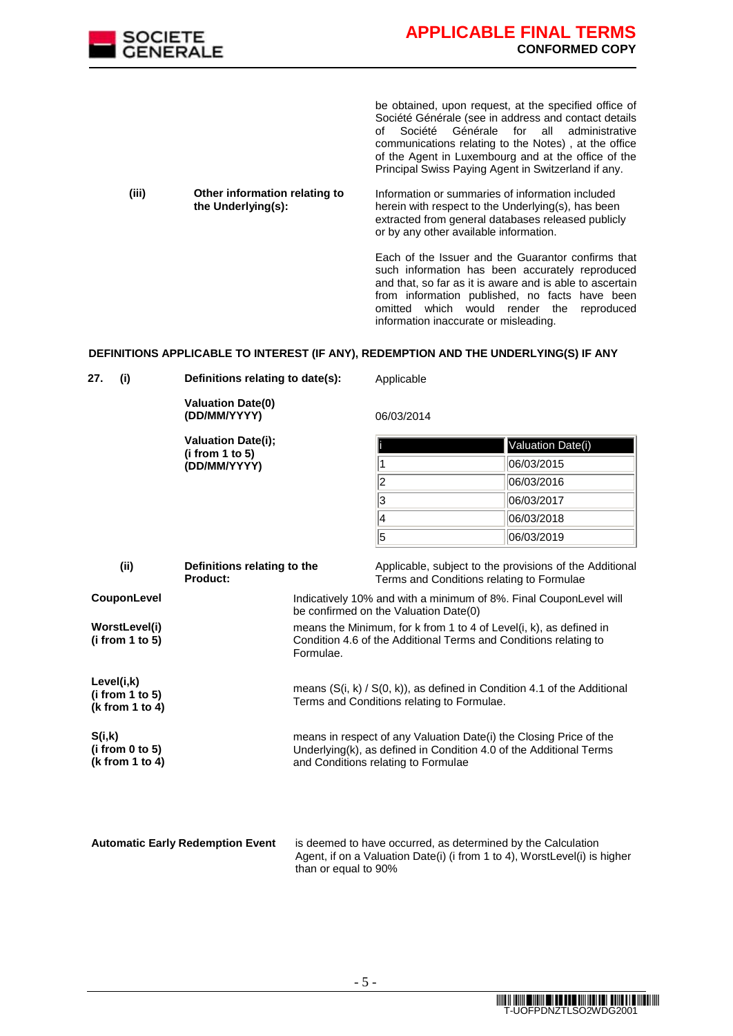be obtained, upon request, at the specified office of Société Générale (see in address and contact details of Société Générale for all administrative communications relating to the Notes) , at the office of the Agent in Luxembourg and at the office of the Principal Swiss Paying Agent in Switzerland if any.

**(iii) Other information relating to the Underlying(s):**

Information or summaries of information included herein with respect to the Underlying(s), has been extracted from general databases released publicly or by any other available information.

Each of the Issuer and the Guarantor confirms that such information has been accurately reproduced and that, so far as it is aware and is able to ascertain from information published, no facts have been omitted which would render the reproduced information inaccurate or misleading.

**DEFINITIONS APPLICABLE TO INTEREST (IF ANY), REDEMPTION AND THE UNDERLYING(S) IF ANY**

**27. (i) Definitions relating to date(s):** Applicable

**Valuation Date(0) (DD/MM/YYYY)** 06/03/2014

**Valuation Date(i); (i from 1 to 5) (DD/MM/YYYY)**

| i | Valuation Date(i) |
|---|---|
| 1 | 06/03/2015 |
| 2 | 06/03/2016 |
| 3 | 06/03/2017 |
| 4 | 06/03/2018 |
| 5 | 06/03/2019 |

**(ii) Definitions relating to the Product:** Applicable, subject to the provisions of the Additional Terms and Conditions relating to Formulae

**CouponLevel**
Indicatively 10% and with a minimum of 8%. Final CouponLevel will be confirmed on the Valuation Date(0)

**WorstLevel(i) (i from 1 to 5)**
means the Minimum, for k from 1 to 4 of Level(i, k), as defined in Condition 4.6 of the Additional Terms and Conditions relating to Formulae.

**Level(i,k) (i from 1 to 5) (k from 1 to 4)**
means (S(i, k) / S(0, k)), as defined in Condition 4.1 of the Additional Terms and Conditions relating to Formulae.

**S(i,k) (i from 0 to 5) (k from 1 to 4)**
means in respect of any Valuation Date(i) the Closing Price of the Underlying(k), as defined in Condition 4.0 of the Additional Terms and Conditions relating to Formulae

**Automatic Early Redemption Event**
is deemed to have occurred, as determined by the Calculation Agent, if on a Valuation Date(i) (i from 1 to 4), WorstLevel(i) is higher than or equal to 90%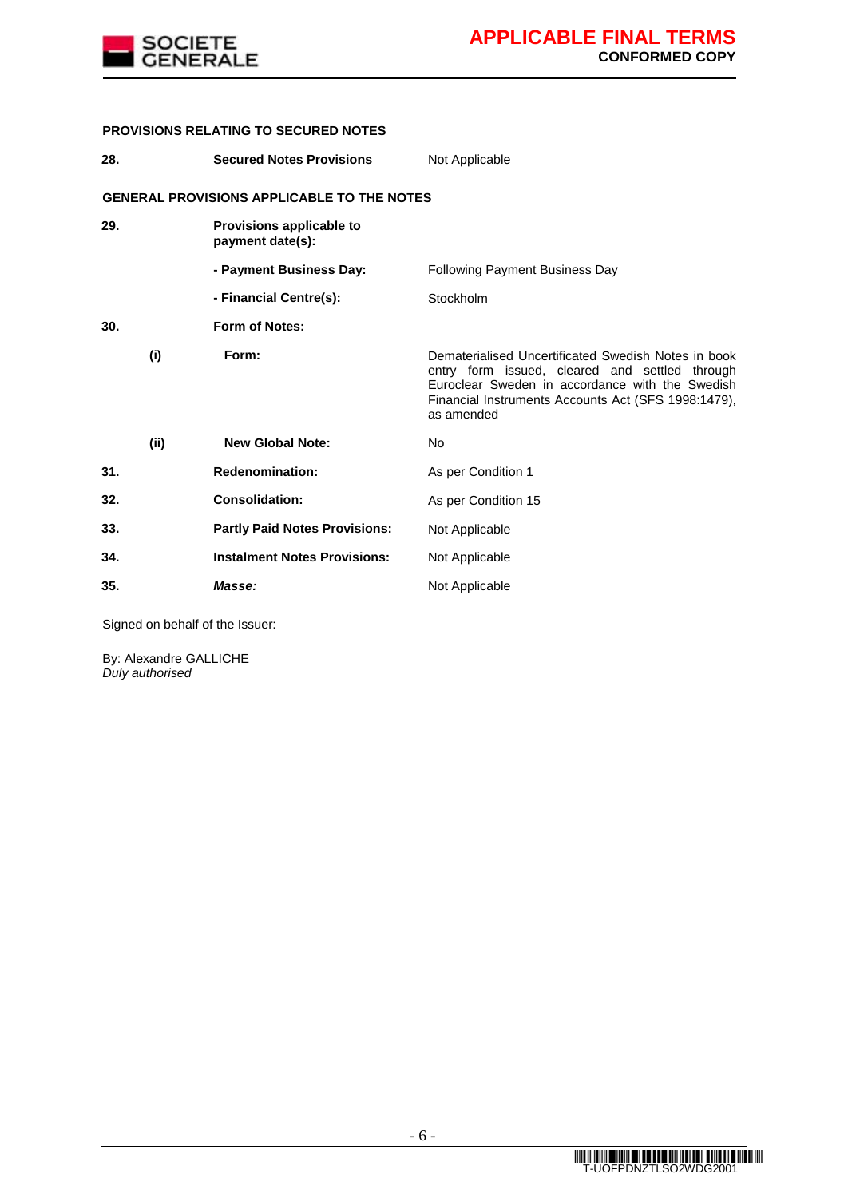**PROVISIONS RELATING TO SECURED NOTES**

| | | | |
|---|---|---|---|
| **28.** | | **Secured Notes Provisions** | Not Applicable |

**GENERAL PROVISIONS APPLICABLE TO THE NOTES**

| | | | |
|---|---|---|---|
| **29.** | | **Provisions applicable to payment date(s):** | |
| | | **- Payment Business Day:** | Following Payment Business Day |
| | | **- Financial Centre(s):** | Stockholm |
| **30.** | | **Form of Notes:** | |
| | **(i)** | **Form:** | Dematerialised Uncertificated Swedish Notes in book entry form issued, cleared and settled through Euroclear Sweden in accordance with the Swedish Financial Instruments Accounts Act (SFS 1998:1479), as amended |
| | **(ii)** | **New Global Note:** | No |
| **31.** | | **Redenomination:** | As per Condition 1 |
| **32.** | | **Consolidation:** | As per Condition 15 |
| **33.** | | **Partly Paid Notes Provisions:** | Not Applicable |
| **34.** | | **Instalment Notes Provisions:** | Not Applicable |
| **35.** | | ***Masse:*** | Not Applicable |

Signed on behalf of the Issuer:

By: Alexandre GALLICHE
*Duly authorised*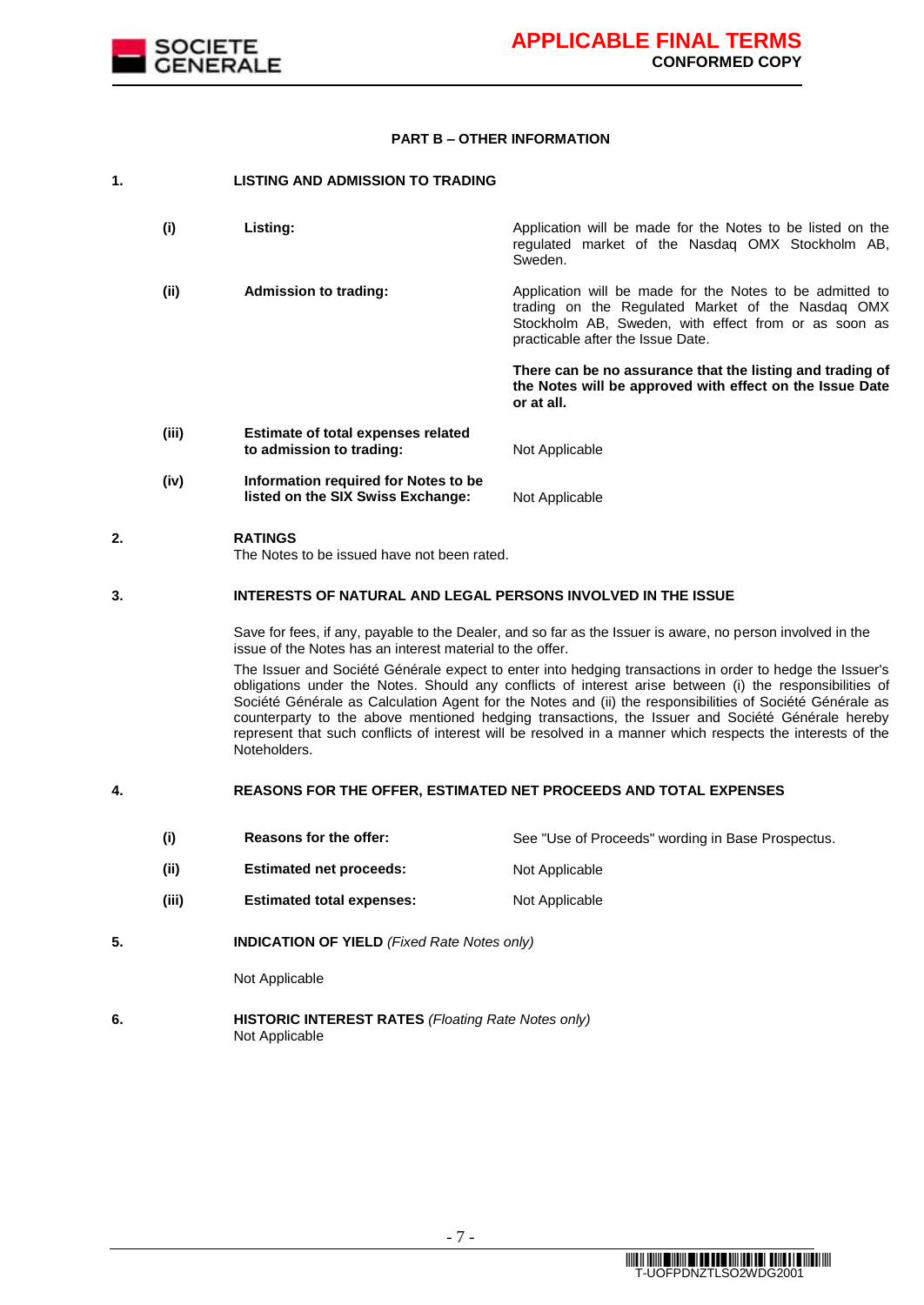## PART B – OTHER INFORMATION

### 1. LISTING AND ADMISSION TO TRADING

| | | |
|---|---|---|
| **(i)** | **Listing:** | Application will be made for the Notes to be listed on the regulated market of the Nasdaq OMX Stockholm AB, Sweden. |
| **(ii)** | **Admission to trading:** | Application will be made for the Notes to be admitted to trading on the Regulated Market of the Nasdaq OMX Stockholm AB, Sweden, with effect from or as soon as practicable after the Issue Date.<br><br>**There can be no assurance that the listing and trading of the Notes will be approved with effect on the Issue Date or at all.** |
| **(iii)** | **Estimate of total expenses related to admission to trading:** | Not Applicable |
| **(iv)** | **Information required for Notes to be listed on the SIX Swiss Exchange:** | Not Applicable |

### 2. RATINGS

The Notes to be issued have not been rated.

### 3. INTERESTS OF NATURAL AND LEGAL PERSONS INVOLVED IN THE ISSUE

Save for fees, if any, payable to the Dealer, and so far as the Issuer is aware, no person involved in the issue of the Notes has an interest material to the offer.

The Issuer and Société Générale expect to enter into hedging transactions in order to hedge the Issuer's obligations under the Notes. Should any conflicts of interest arise between (i) the responsibilities of Société Générale as Calculation Agent for the Notes and (ii) the responsibilities of Société Générale as counterparty to the above mentioned hedging transactions, the Issuer and Société Générale hereby represent that such conflicts of interest will be resolved in a manner which respects the interests of the Noteholders.

### 4. REASONS FOR THE OFFER, ESTIMATED NET PROCEEDS AND TOTAL EXPENSES

| | | |
|---|---|---|
| **(i)** | **Reasons for the offer:** | See "Use of Proceeds" wording in Base Prospectus. |
| **(ii)** | **Estimated net proceeds:** | Not Applicable |
| **(iii)** | **Estimated total expenses:** | Not Applicable |

### 5. INDICATION OF YIELD *(Fixed Rate Notes only)*

Not Applicable

### 6. HISTORIC INTEREST RATES *(Floating Rate Notes only)*

Not Applicable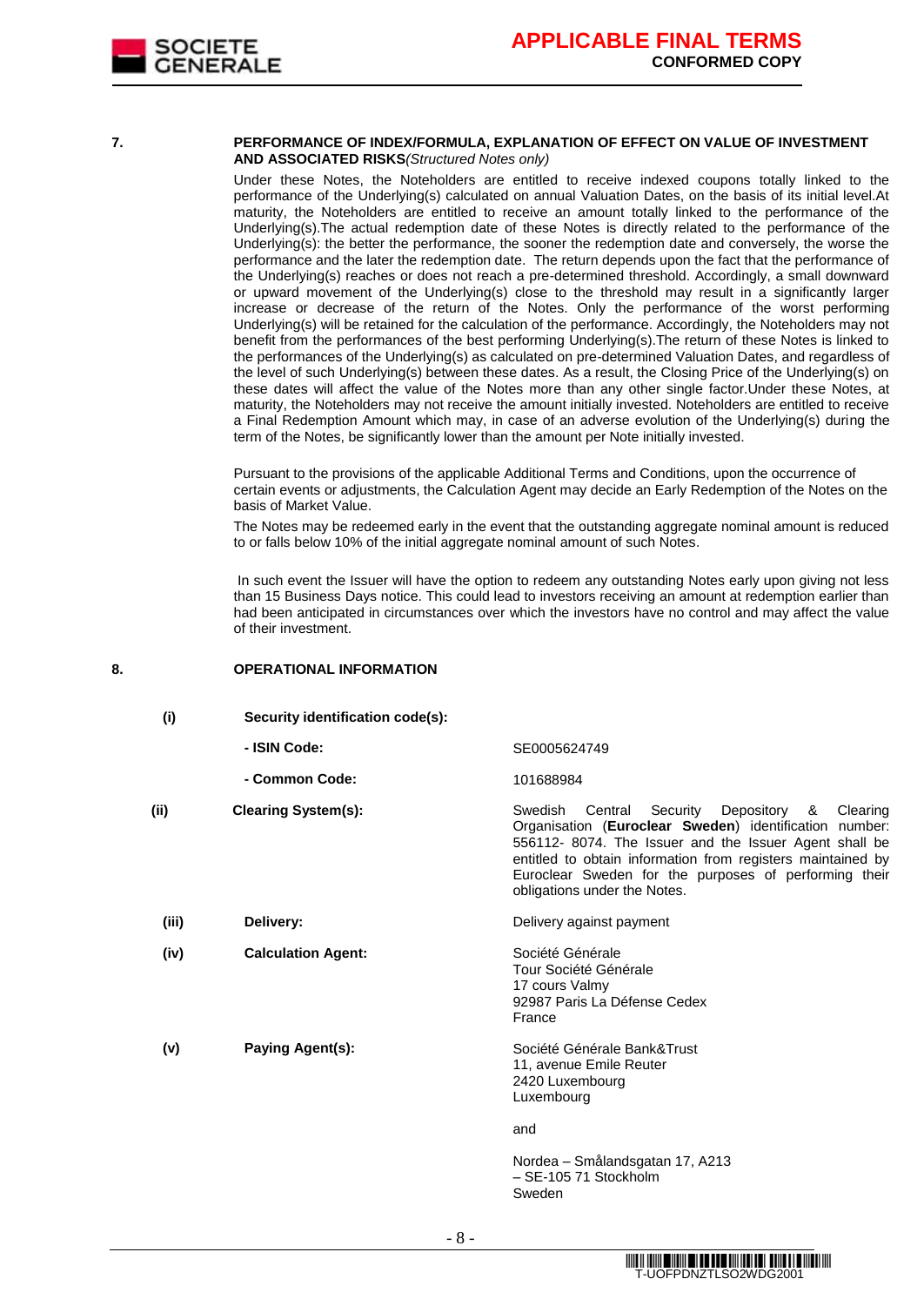## 7. PERFORMANCE OF INDEX/FORMULA, EXPLANATION OF EFFECT ON VALUE OF INVESTMENT AND ASSOCIATED RISKS *(Structured Notes only)*

Under these Notes, the Noteholders are entitled to receive indexed coupons totally linked to the performance of the Underlying(s) calculated on annual Valuation Dates, on the basis of its initial level.At maturity, the Noteholders are entitled to receive an amount totally linked to the performance of the Underlying(s).The actual redemption date of these Notes is directly related to the performance of the Underlying(s): the better the performance, the sooner the redemption date and conversely, the worse the performance and the later the redemption date. The return depends upon the fact that the performance of the Underlying(s) reaches or does not reach a pre-determined threshold. Accordingly, a small downward or upward movement of the Underlying(s) close to the threshold may result in a significantly larger increase or decrease of the return of the Notes. Only the performance of the worst performing Underlying(s) will be retained for the calculation of the performance. Accordingly, the Noteholders may not benefit from the performances of the best performing Underlying(s).The return of these Notes is linked to the performances of the Underlying(s) as calculated on pre-determined Valuation Dates, and regardless of the level of such Underlying(s) between these dates. As a result, the Closing Price of the Underlying(s) on these dates will affect the value of the Notes more than any other single factor.Under these Notes, at maturity, the Noteholders may not receive the amount initially invested. Noteholders are entitled to receive a Final Redemption Amount which may, in case of an adverse evolution of the Underlying(s) during the term of the Notes, be significantly lower than the amount per Note initially invested.

Pursuant to the provisions of the applicable Additional Terms and Conditions, upon the occurrence of certain events or adjustments, the Calculation Agent may decide an Early Redemption of the Notes on the basis of Market Value.

The Notes may be redeemed early in the event that the outstanding aggregate nominal amount is reduced to or falls below 10% of the initial aggregate nominal amount of such Notes.

In such event the Issuer will have the option to redeem any outstanding Notes early upon giving not less than 15 Business Days notice. This could lead to investors receiving an amount at redemption earlier than had been anticipated in circumstances over which the investors have no control and may affect the value of their investment.

## 8. OPERATIONAL INFORMATION

| | | |
|---|---|---|
| **(i)** | **Security identification code(s):** | |
| | **- ISIN Code:** | SE0005624749 |
| | **- Common Code:** | 101688984 |
| **(ii)** | **Clearing System(s):** | Swedish Central Security Depository & Clearing Organisation (**Euroclear Sweden**) identification number: 556112- 8074. The Issuer and the Issuer Agent shall be entitled to obtain information from registers maintained by Euroclear Sweden for the purposes of performing their obligations under the Notes. |
| **(iii)** | **Delivery:** | Delivery against payment |
| **(iv)** | **Calculation Agent:** | Société Générale<br>Tour Société Générale<br>17 cours Valmy<br>92987 Paris La Défense Cedex<br>France |
| **(v)** | **Paying Agent(s):** | Société Générale Bank&Trust<br>11, avenue Emile Reuter<br>2420 Luxembourg<br>Luxembourg<br><br>and<br><br>Nordea – Smålandsgatan 17, A213<br>– SE-105 71 Stockholm<br>Sweden |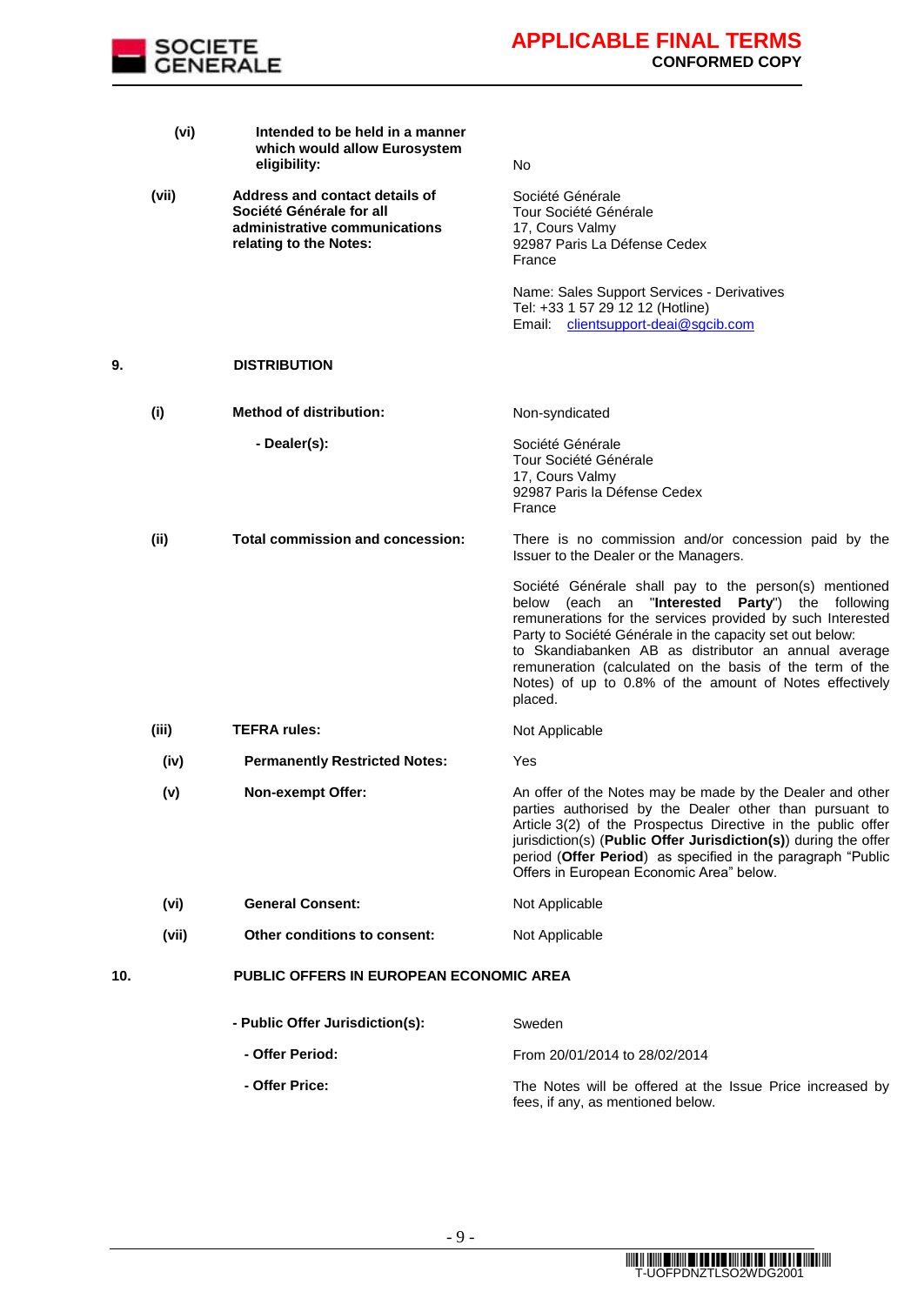| | | |
|---|---|---|
| **(vi)** | **Intended to be held in a manner which would allow Eurosystem eligibility:** | No |
| **(vii)** | **Address and contact details of Société Générale for all administrative communications relating to the Notes:** | Société Générale<br>Tour Société Générale<br>17, Cours Valmy<br>92987 Paris La Défense Cedex<br>France<br><br>Name: Sales Support Services - Derivatives<br>Tel: +33 1 57 29 12 12 (Hotline)<br>Email: clientsupport-deai@sgcib.com |

**9. DISTRIBUTION**

| | | |
|---|---|---|
| **(i)** | **Method of distribution:** | Non-syndicated |
| | **- Dealer(s):** | Société Générale<br>Tour Société Générale<br>17, Cours Valmy<br>92987 Paris la Défense Cedex<br>France |
| **(ii)** | **Total commission and concession:** | There is no commission and/or concession paid by the Issuer to the Dealer or the Managers.<br><br>Société Générale shall pay to the person(s) mentioned below (each an "**Interested Party**") the following remunerations for the services provided by such Interested Party to Société Générale in the capacity set out below:<br>to Skandiabanken AB as distributor an annual average remuneration (calculated on the basis of the term of the Notes) of up to 0.8% of the amount of Notes effectively placed. |
| **(iii)** | **TEFRA rules:** | Not Applicable |
| **(iv)** | **Permanently Restricted Notes:** | Yes |
| **(v)** | **Non-exempt Offer:** | An offer of the Notes may be made by the Dealer and other parties authorised by the Dealer other than pursuant to Article 3(2) of the Prospectus Directive in the public offer jurisdiction(s) (**Public Offer Jurisdiction(s)**) during the offer period (**Offer Period**) as specified in the paragraph "Public Offers in European Economic Area" below. |
| **(vi)** | **General Consent:** | Not Applicable |
| **(vii)** | **Other conditions to consent:** | Not Applicable |

**10. PUBLIC OFFERS IN EUROPEAN ECONOMIC AREA**

| | |
|---|---|
| **- Public Offer Jurisdiction(s):** | Sweden |
| **- Offer Period:** | From 20/01/2014 to 28/02/2014 |
| **- Offer Price:** | The Notes will be offered at the Issue Price increased by fees, if any, as mentioned below. |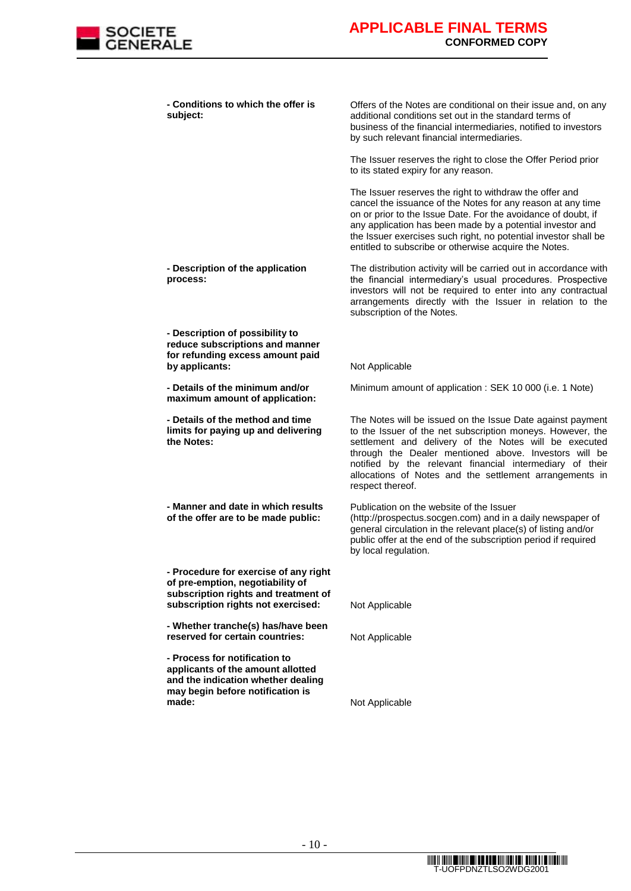| | |
|---|---|
| **- Conditions to which the offer is subject:** | Offers of the Notes are conditional on their issue and, on any additional conditions set out in the standard terms of business of the financial intermediaries, notified to investors by such relevant financial intermediaries.<br><br>The Issuer reserves the right to close the Offer Period prior to its stated expiry for any reason.<br><br>The Issuer reserves the right to withdraw the offer and cancel the issuance of the Notes for any reason at any time on or prior to the Issue Date. For the avoidance of doubt, if any application has been made by a potential investor and the Issuer exercises such right, no potential investor shall be entitled to subscribe or otherwise acquire the Notes. |
| **- Description of the application process:** | The distribution activity will be carried out in accordance with the financial intermediary's usual procedures. Prospective investors will not be required to enter into any contractual arrangements directly with the Issuer in relation to the subscription of the Notes. |
| **- Description of possibility to reduce subscriptions and manner for refunding excess amount paid by applicants:** | Not Applicable |
| **- Details of the minimum and/or maximum amount of application:** | Minimum amount of application : SEK 10 000 (i.e. 1 Note) |
| **- Details of the method and time limits for paying up and delivering the Notes:** | The Notes will be issued on the Issue Date against payment to the Issuer of the net subscription moneys. However, the settlement and delivery of the Notes will be executed through the Dealer mentioned above. Investors will be notified by the relevant financial intermediary of their allocations of Notes and the settlement arrangements in respect thereof. |
| **- Manner and date in which results of the offer are to be made public:** | Publication on the website of the Issuer (http://prospectus.socgen.com) and in a daily newspaper of general circulation in the relevant place(s) of listing and/or public offer at the end of the subscription period if required by local regulation. |
| **- Procedure for exercise of any right of pre-emption, negotiability of subscription rights and treatment of subscription rights not exercised:** | Not Applicable |
| **- Whether tranche(s) has/have been reserved for certain countries:** | Not Applicable |
| **- Process for notification to applicants of the amount allotted and the indication whether dealing may begin before notification is made:** | Not Applicable |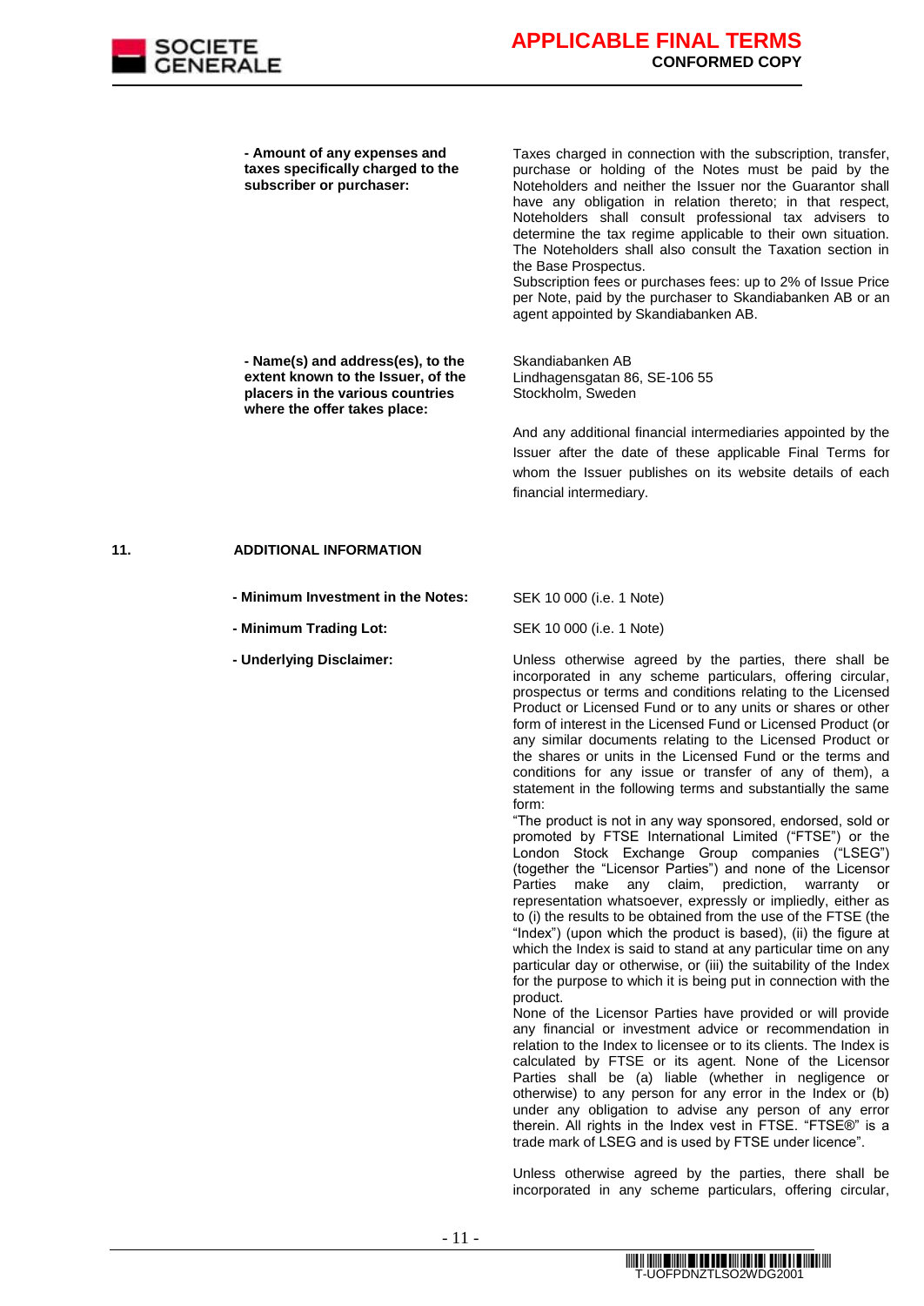**- Amount of any expenses and taxes specifically charged to the subscriber or purchaser:**

Taxes charged in connection with the subscription, transfer, purchase or holding of the Notes must be paid by the Noteholders and neither the Issuer nor the Guarantor shall have any obligation in relation thereto; in that respect, Noteholders shall consult professional tax advisers to determine the tax regime applicable to their own situation. The Noteholders shall also consult the Taxation section in the Base Prospectus.
Subscription fees or purchases fees: up to 2% of Issue Price per Note, paid by the purchaser to Skandiabanken AB or an agent appointed by Skandiabanken AB.

**- Name(s) and address(es), to the extent known to the Issuer, of the placers in the various countries where the offer takes place:**

Skandiabanken AB
Lindhagensgatan 86, SE-106 55
Stockholm, Sweden

And any additional financial intermediaries appointed by the Issuer after the date of these applicable Final Terms for whom the Issuer publishes on its website details of each financial intermediary.

## 11. ADDITIONAL INFORMATION

**- Minimum Investment in the Notes:** SEK 10 000 (i.e. 1 Note)

**- Minimum Trading Lot:** SEK 10 000 (i.e. 1 Note)

**- Underlying Disclaimer:**

Unless otherwise agreed by the parties, there shall be incorporated in any scheme particulars, offering circular, prospectus or terms and conditions relating to the Licensed Product or Licensed Fund or to any units or shares or other form of interest in the Licensed Fund or Licensed Product (or any similar documents relating to the Licensed Product or the shares or units in the Licensed Fund or the terms and conditions for any issue or transfer of any of them), a statement in the following terms and substantially the same form:
"The product is not in any way sponsored, endorsed, sold or promoted by FTSE International Limited ("FTSE") or the London Stock Exchange Group companies ("LSEG") (together the "Licensor Parties") and none of the Licensor Parties make any claim, prediction, warranty or representation whatsoever, expressly or impliedly, either as to (i) the results to be obtained from the use of the FTSE (the "Index") (upon which the product is based), (ii) the figure at which the Index is said to stand at any particular time on any particular day or otherwise, or (iii) the suitability of the Index for the purpose to which it is being put in connection with the product.
None of the Licensor Parties have provided or will provide any financial or investment advice or recommendation in relation to the Index to licensee or to its clients. The Index is calculated by FTSE or its agent. None of the Licensor Parties shall be (a) liable (whether in negligence or otherwise) to any person for any error in the Index or (b) under any obligation to advise any person of any error therein. All rights in the Index vest in FTSE. "FTSE®" is a trade mark of LSEG and is used by FTSE under licence".

Unless otherwise agreed by the parties, there shall be incorporated in any scheme particulars, offering circular,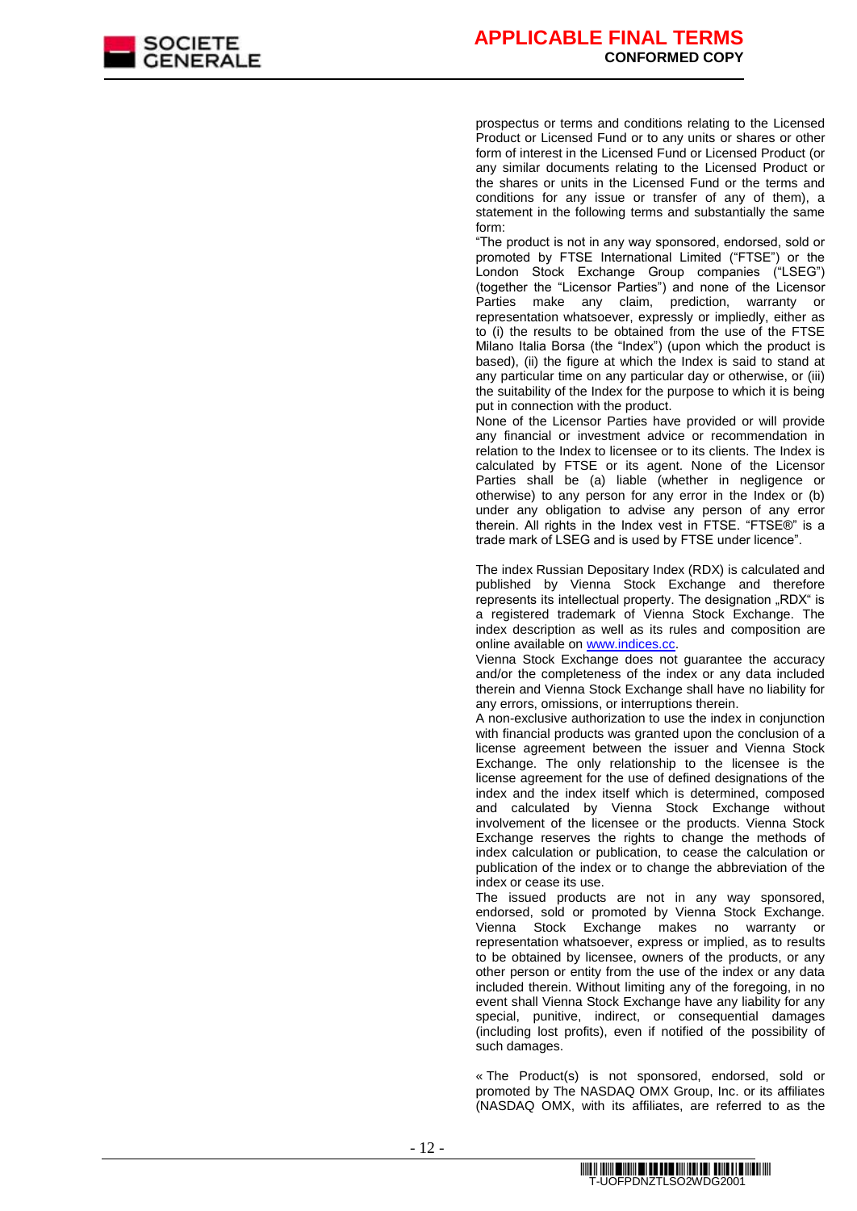prospectus or terms and conditions relating to the Licensed Product or Licensed Fund or to any units or shares or other form of interest in the Licensed Fund or Licensed Product (or any similar documents relating to the Licensed Product or the shares or units in the Licensed Fund or the terms and conditions for any issue or transfer of any of them), a statement in the following terms and substantially the same form:

"The product is not in any way sponsored, endorsed, sold or promoted by FTSE International Limited ("FTSE") or the London Stock Exchange Group companies ("LSEG") (together the "Licensor Parties") and none of the Licensor Parties make any claim, prediction, warranty or representation whatsoever, expressly or impliedly, either as to (i) the results to be obtained from the use of the FTSE Milano Italia Borsa (the "Index") (upon which the product is based), (ii) the figure at which the Index is said to stand at any particular time on any particular day or otherwise, or (iii) the suitability of the Index for the purpose to which it is being put in connection with the product.

None of the Licensor Parties have provided or will provide any financial or investment advice or recommendation in relation to the Index to licensee or to its clients. The Index is calculated by FTSE or its agent. None of the Licensor Parties shall be (a) liable (whether in negligence or otherwise) to any person for any error in the Index or (b) under any obligation to advise any person of any error therein. All rights in the Index vest in FTSE. "FTSE®" is a trade mark of LSEG and is used by FTSE under licence".

The index Russian Depositary Index (RDX) is calculated and published by Vienna Stock Exchange and therefore represents its intellectual property. The designation „RDX" is a registered trademark of Vienna Stock Exchange. The index description as well as its rules and composition are online available on www.indices.cc.

Vienna Stock Exchange does not guarantee the accuracy and/or the completeness of the index or any data included therein and Vienna Stock Exchange shall have no liability for any errors, omissions, or interruptions therein.

A non-exclusive authorization to use the index in conjunction with financial products was granted upon the conclusion of a license agreement between the issuer and Vienna Stock Exchange. The only relationship to the licensee is the license agreement for the use of defined designations of the index and the index itself which is determined, composed and calculated by Vienna Stock Exchange without involvement of the licensee or the products. Vienna Stock Exchange reserves the rights to change the methods of index calculation or publication, to cease the calculation or publication of the index or to change the abbreviation of the index or cease its use.

The issued products are not in any way sponsored, endorsed, sold or promoted by Vienna Stock Exchange. Vienna Stock Exchange makes no warranty or representation whatsoever, express or implied, as to results to be obtained by licensee, owners of the products, or any other person or entity from the use of the index or any data included therein. Without limiting any of the foregoing, in no event shall Vienna Stock Exchange have any liability for any special, punitive, indirect, or consequential damages (including lost profits), even if notified of the possibility of such damages.

« The Product(s) is not sponsored, endorsed, sold or promoted by The NASDAQ OMX Group, Inc. or its affiliates (NASDAQ OMX, with its affiliates, are referred to as the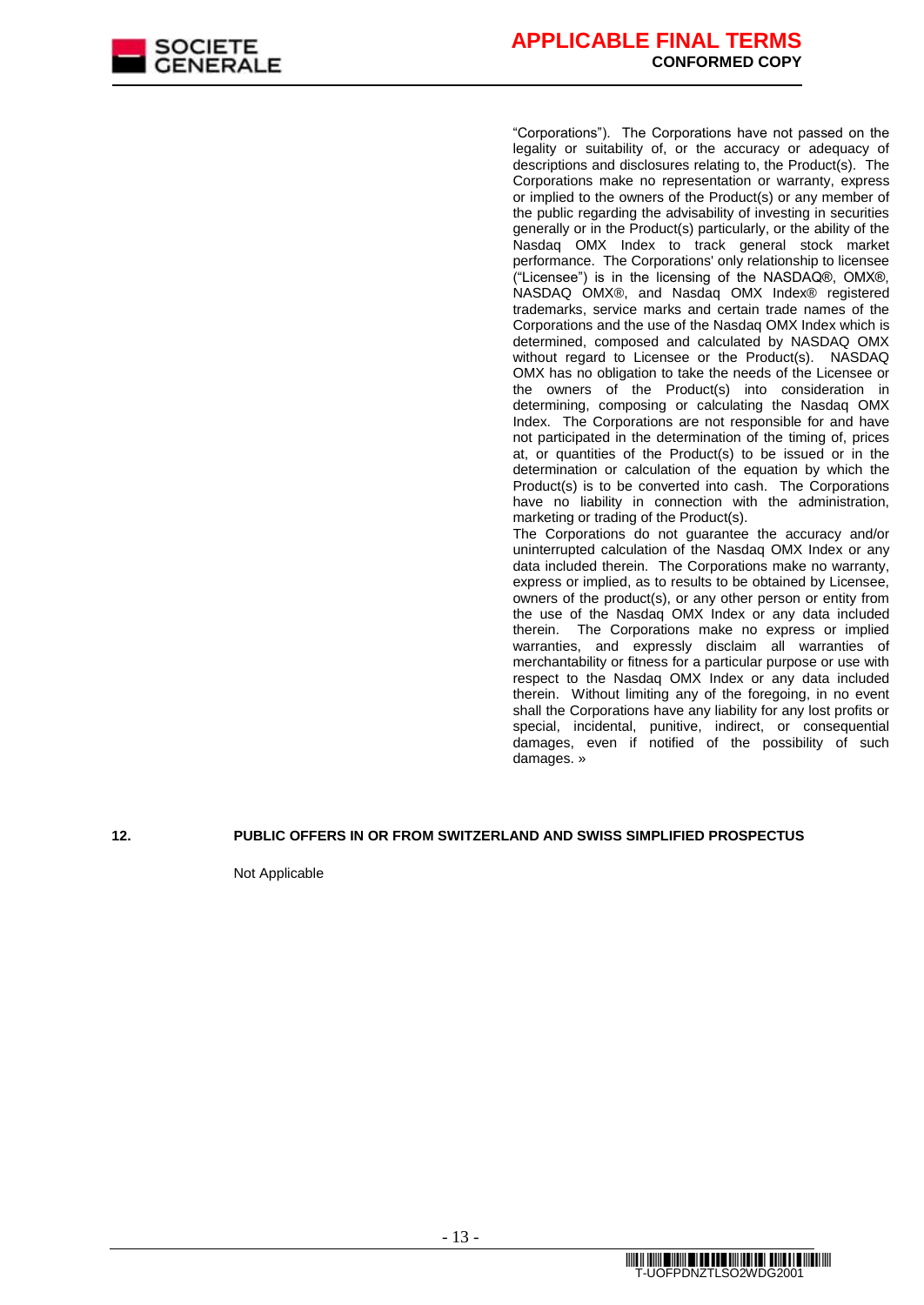"Corporations"). The Corporations have not passed on the legality or suitability of, or the accuracy or adequacy of descriptions and disclosures relating to, the Product(s). The Corporations make no representation or warranty, express or implied to the owners of the Product(s) or any member of the public regarding the advisability of investing in securities generally or in the Product(s) particularly, or the ability of the Nasdaq OMX Index to track general stock market performance. The Corporations' only relationship to licensee ("Licensee") is in the licensing of the NASDAQ®, OMX®, NASDAQ OMX®, and Nasdaq OMX Index® registered trademarks, service marks and certain trade names of the Corporations and the use of the Nasdaq OMX Index which is determined, composed and calculated by NASDAQ OMX without regard to Licensee or the Product(s). NASDAQ OMX has no obligation to take the needs of the Licensee or the owners of the Product(s) into consideration in determining, composing or calculating the Nasdaq OMX Index. The Corporations are not responsible for and have not participated in the determination of the timing of, prices at, or quantities of the Product(s) to be issued or in the determination or calculation of the equation by which the Product(s) is to be converted into cash. The Corporations have no liability in connection with the administration, marketing or trading of the Product(s).

The Corporations do not guarantee the accuracy and/or uninterrupted calculation of the Nasdaq OMX Index or any data included therein. The Corporations make no warranty, express or implied, as to results to be obtained by Licensee, owners of the product(s), or any other person or entity from the use of the Nasdaq OMX Index or any data included therein. The Corporations make no express or implied warranties, and expressly disclaim all warranties of merchantability or fitness for a particular purpose or use with respect to the Nasdaq OMX Index or any data included therein. Without limiting any of the foregoing, in no event shall the Corporations have any liability for any lost profits or special, incidental, punitive, indirect, or consequential damages, even if notified of the possibility of such damages. »

**12. PUBLIC OFFERS IN OR FROM SWITZERLAND AND SWISS SIMPLIFIED PROSPECTUS**

Not Applicable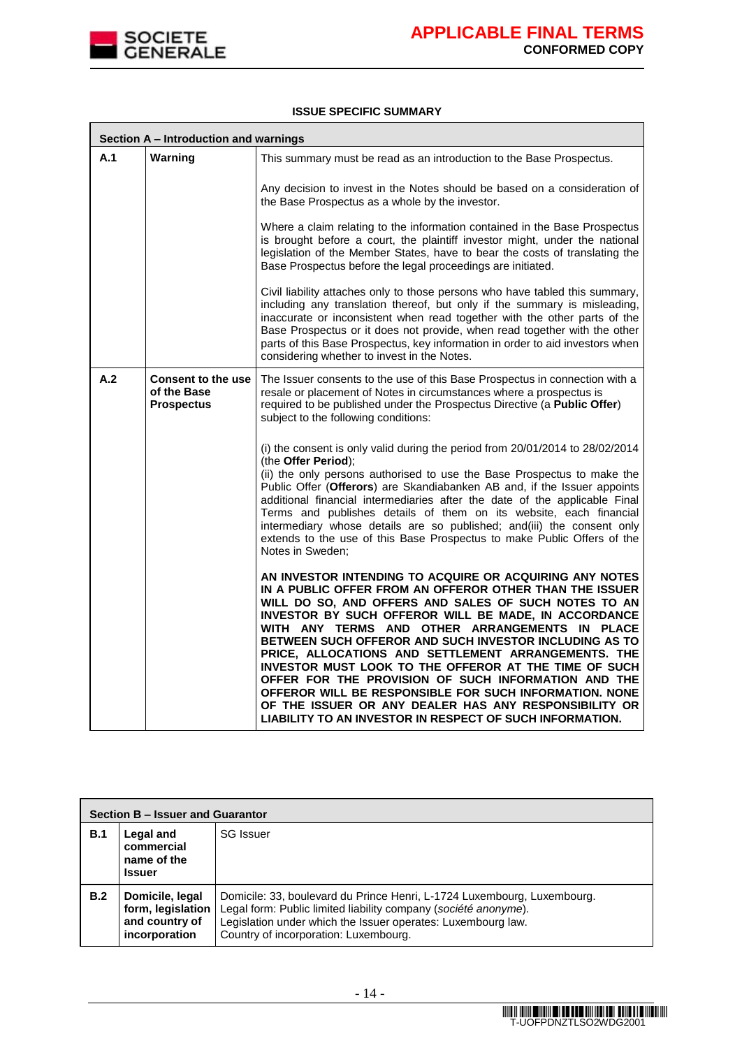**ISSUE SPECIFIC SUMMARY**

| Section A – Introduction and warnings | | |
|---|---|---|
| **A.1** | **Warning** | This summary must be read as an introduction to the Base Prospectus.<br><br>Any decision to invest in the Notes should be based on a consideration of the Base Prospectus as a whole by the investor.<br><br>Where a claim relating to the information contained in the Base Prospectus is brought before a court, the plaintiff investor might, under the national legislation of the Member States, have to bear the costs of translating the Base Prospectus before the legal proceedings are initiated.<br><br>Civil liability attaches only to those persons who have tabled this summary, including any translation thereof, but only if the summary is misleading, inaccurate or inconsistent when read together with the other parts of the Base Prospectus or it does not provide, when read together with the other parts of this Base Prospectus, key information in order to aid investors when considering whether to invest in the Notes. |
| **A.2** | **Consent to the use of the Base Prospectus** | The Issuer consents to the use of this Base Prospectus in connection with a resale or placement of Notes in circumstances where a prospectus is required to be published under the Prospectus Directive (a **Public Offer**) subject to the following conditions:<br><br>(i) the consent is only valid during the period from 20/01/2014 to 28/02/2014 (the **Offer Period**);<br>(ii) the only persons authorised to use the Base Prospectus to make the Public Offer (**Offerors**) are Skandiabanken AB and, if the Issuer appoints additional financial intermediaries after the date of the applicable Final Terms and publishes details of them on its website, each financial intermediary whose details are so published; and(iii) the consent only extends to the use of this Base Prospectus to make Public Offers of the Notes in Sweden;<br><br>**AN INVESTOR INTENDING TO ACQUIRE OR ACQUIRING ANY NOTES IN A PUBLIC OFFER FROM AN OFFEROR OTHER THAN THE ISSUER WILL DO SO, AND OFFERS AND SALES OF SUCH NOTES TO AN INVESTOR BY SUCH OFFEROR WILL BE MADE, IN ACCORDANCE WITH ANY TERMS AND OTHER ARRANGEMENTS IN PLACE BETWEEN SUCH OFFEROR AND SUCH INVESTOR INCLUDING AS TO PRICE, ALLOCATIONS AND SETTLEMENT ARRANGEMENTS. THE INVESTOR MUST LOOK TO THE OFFEROR AT THE TIME OF SUCH OFFER FOR THE PROVISION OF SUCH INFORMATION AND THE OFFEROR WILL BE RESPONSIBLE FOR SUCH INFORMATION. NONE OF THE ISSUER OR ANY DEALER HAS ANY RESPONSIBILITY OR LIABILITY TO AN INVESTOR IN RESPECT OF SUCH INFORMATION.** |

| Section B – Issuer and Guarantor | | |
|---|---|---|
| **B.1** | **Legal and commercial name of the Issuer** | SG Issuer |
| **B.2** | **Domicile, legal form, legislation and country of incorporation** | Domicile: 33, boulevard du Prince Henri, L-1724 Luxembourg, Luxembourg.<br>Legal form: Public limited liability company (*société anonyme*).<br>Legislation under which the Issuer operates: Luxembourg law.<br>Country of incorporation: Luxembourg. |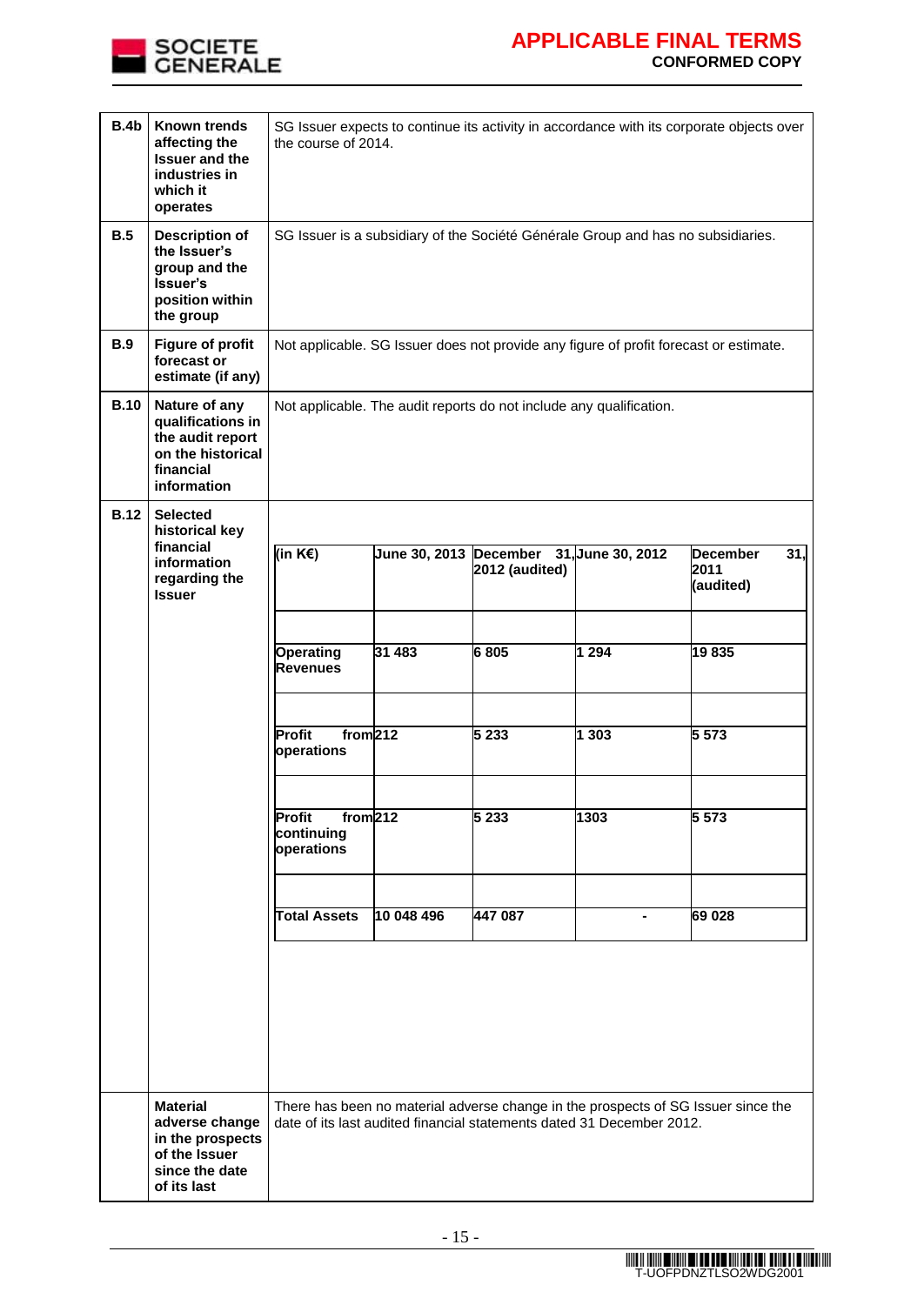| | | |
|---|---|---|
| **B.4b** | **Known trends affecting the Issuer and the industries in which it operates** | SG Issuer expects to continue its activity in accordance with its corporate objects over the course of 2014. |
| **B.5** | **Description of the Issuer's group and the Issuer's position within the group** | SG Issuer is a subsidiary of the Société Générale Group and has no subsidiaries. |
| **B.9** | **Figure of profit forecast or estimate (if any)** | Not applicable. SG Issuer does not provide any figure of profit forecast or estimate. |
| **B.10** | **Nature of any qualifications in the audit report on the historical financial information** | Not applicable. The audit reports do not include any qualification. |
| **B.12** | **Selected historical key financial information regarding the Issuer** | (see table below) |
| | **Material adverse change in the prospects of the Issuer since the date of its last** | There has been no material adverse change in the prospects of SG Issuer since the date of its last audited financial statements dated 31 December 2012. |

| **(in K€)** | **June 30, 2013** | **December 31, 2012 (audited)** | **June 30, 2012** | **December 31, 2011 (audited)** |
|---|---|---|---|---|
| **Operating Revenues** | **31 483** | **6 805** | **1 294** | **19 835** |
| **Profit from operations** | **212** | **5 233** | **1 303** | **5 573** |
| **Profit from continuing operations** | **212** | **5 233** | **1303** | **5 573** |
| **Total Assets** | **10 048 496** | **447 087** | **-** | **69 028** |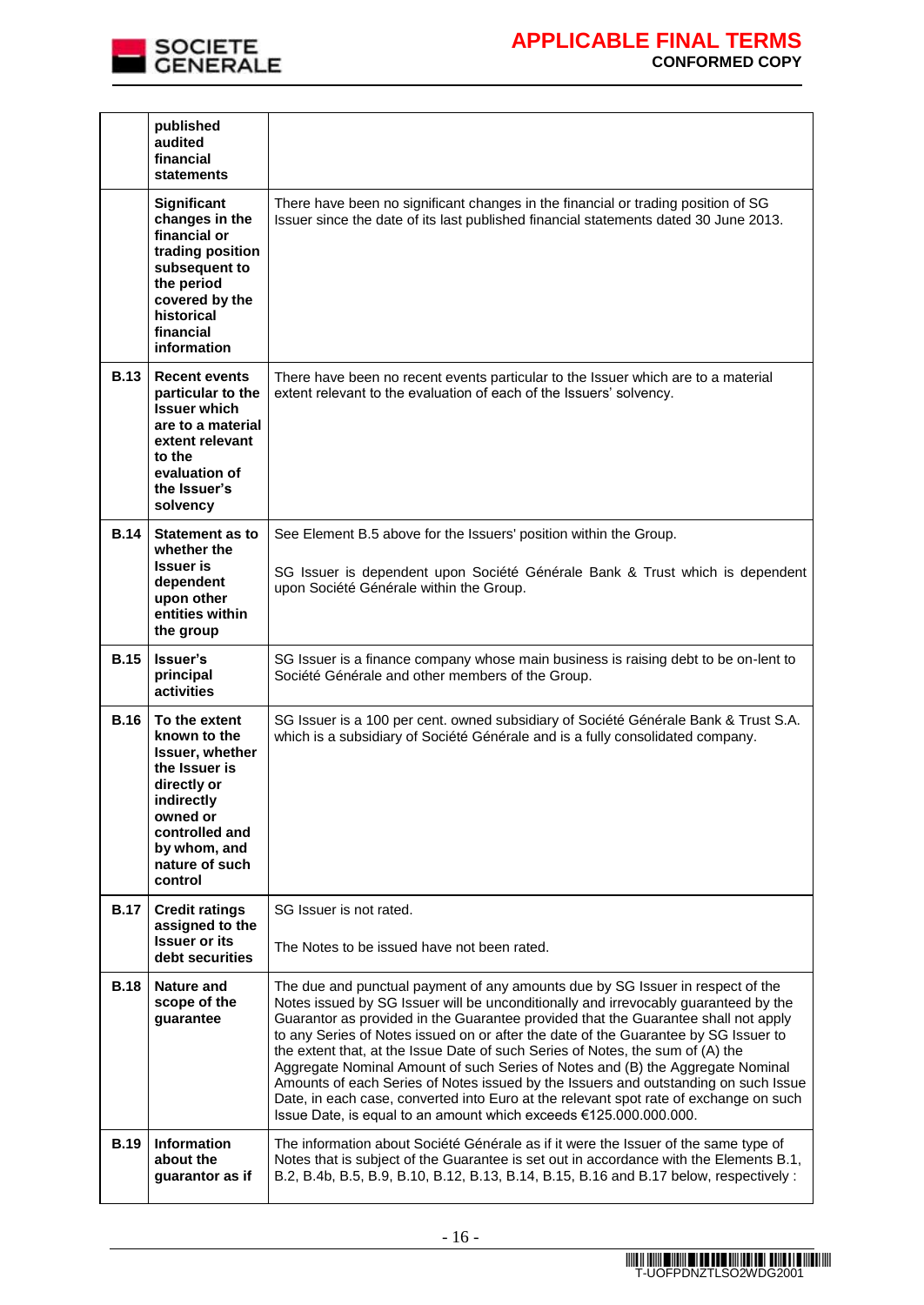| | | |
|---|---|---|
| | **published audited financial statements** | |
| | **Significant changes in the financial or trading position subsequent to the period covered by the historical financial information** | There have been no significant changes in the financial or trading position of SG Issuer since the date of its last published financial statements dated 30 June 2013. |
| **B.13** | **Recent events particular to the Issuer which are to a material extent relevant to the evaluation of the Issuer's solvency** | There have been no recent events particular to the Issuer which are to a material extent relevant to the evaluation of each of the Issuers' solvency. |
| **B.14** | **Statement as to whether the Issuer is dependent upon other entities within the group** | See Element B.5 above for the Issuers' position within the Group.<br><br>SG Issuer is dependent upon Société Générale Bank & Trust which is dependent upon Société Générale within the Group. |
| **B.15** | **Issuer's principal activities** | SG Issuer is a finance company whose main business is raising debt to be on-lent to Société Générale and other members of the Group. |
| **B.16** | **To the extent known to the Issuer, whether the Issuer is directly or indirectly owned or controlled and by whom, and nature of such control** | SG Issuer is a 100 per cent. owned subsidiary of Société Générale Bank & Trust S.A. which is a subsidiary of Société Générale and is a fully consolidated company. |
| **B.17** | **Credit ratings assigned to the Issuer or its debt securities** | SG Issuer is not rated.<br><br>The Notes to be issued have not been rated. |
| **B.18** | **Nature and scope of the guarantee** | The due and punctual payment of any amounts due by SG Issuer in respect of the Notes issued by SG Issuer will be unconditionally and irrevocably guaranteed by the Guarantor as provided in the Guarantee provided that the Guarantee shall not apply to any Series of Notes issued on or after the date of the Guarantee by SG Issuer to the extent that, at the Issue Date of such Series of Notes, the sum of (A) the Aggregate Nominal Amount of such Series of Notes and (B) the Aggregate Nominal Amounts of each Series of Notes issued by the Issuers and outstanding on such Issue Date, in each case, converted into Euro at the relevant spot rate of exchange on such Issue Date, is equal to an amount which exceeds €125.000.000.000. |
| **B.19** | **Information about the guarantor as if** | The information about Société Générale as if it were the Issuer of the same type of Notes that is subject of the Guarantee is set out in accordance with the Elements B.1, B.2, B.4b, B.5, B.9, B.10, B.12, B.13, B.14, B.15, B.16 and B.17 below, respectively : |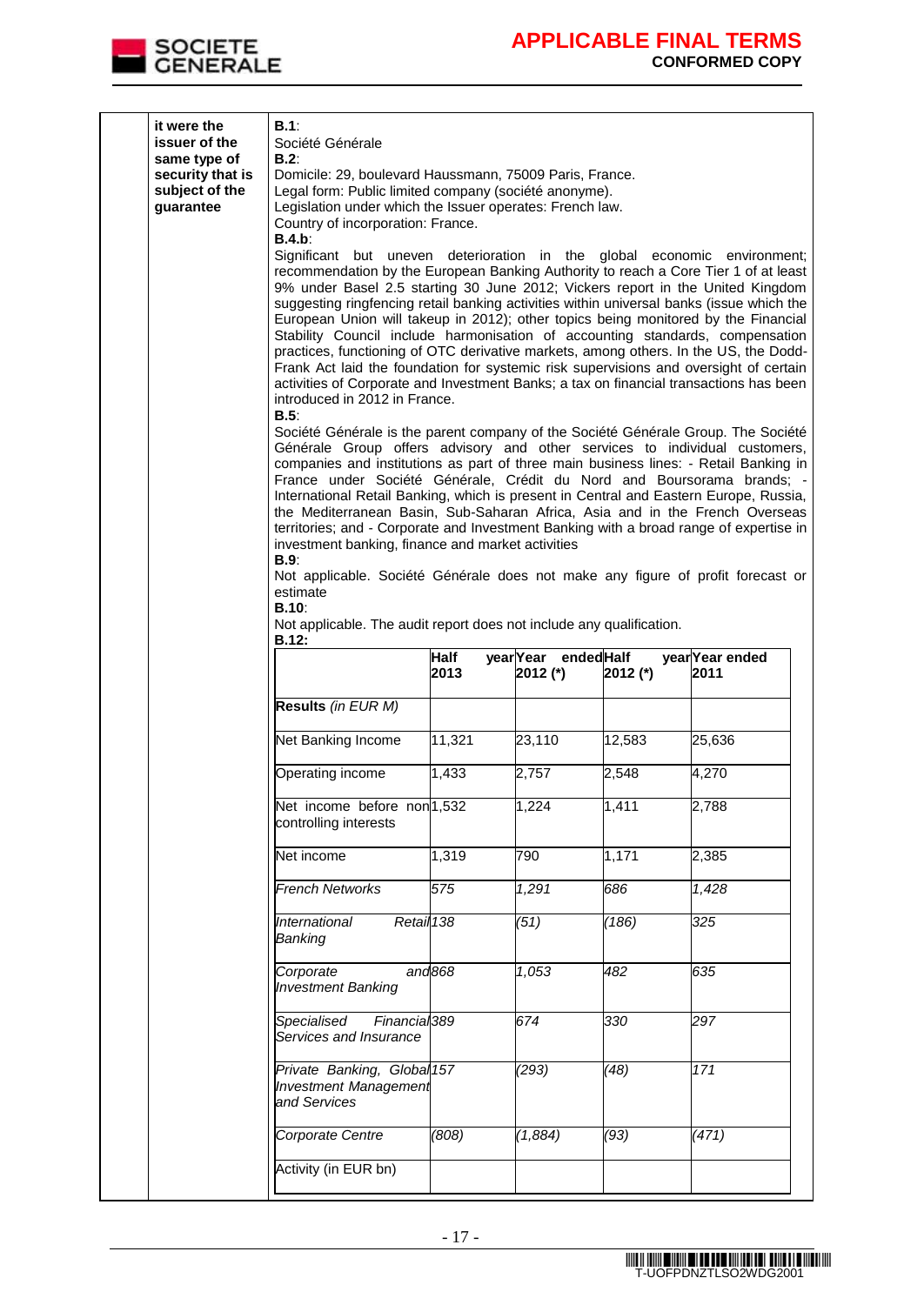| | it were the issuer of the same type of security that is subject of the guarantee | **B.1**:<br>Société Générale<br>**B.2**:<br>Domicile: 29, boulevard Haussmann, 75009 Paris, France.<br>Legal form: Public limited company (société anonyme).<br>Legislation under which the Issuer operates: French law.<br>Country of incorporation: France.<br>**B.4.b**:<br>Significant but uneven deterioration in the global economic environment; recommendation by the European Banking Authority to reach a Core Tier 1 of at least 9% under Basel 2.5 starting 30 June 2012; Vickers report in the United Kingdom suggesting ringfencing retail banking activities within universal banks (issue which the European Union will takeup in 2012); other topics being monitored by the Financial Stability Council include harmonisation of accounting standards, compensation practices, functioning of OTC derivative markets, among others. In the US, the Dodd-Frank Act laid the foundation for systemic risk supervisions and oversight of certain activities of Corporate and Investment Banks; a tax on financial transactions has been introduced in 2012 in France.<br>**B.5**:<br>Société Générale is the parent company of the Société Générale Group. The Société Générale Group offers advisory and other services to individual customers, companies and institutions as part of three main business lines: - Retail Banking in France under Société Générale, Crédit du Nord and Boursorama brands; - International Retail Banking, which is present in Central and Eastern Europe, Russia, the Mediterranean Basin, Sub-Saharan Africa, Asia and in the French Overseas territories; and - Corporate and Investment Banking with a broad range of expertise in investment banking, finance and market activities<br>**B.9**:<br>Not applicable. Société Générale does not make any figure of profit forecast or estimate<br>**B.10**:<br>Not applicable. The audit report does not include any qualification.<br>**B.12:** |
|---|---|---|

| | Half year 2013 | Year ended 2012 (*) | Half year 2012 (*) | Year ended 2011 |
|---|---|---|---|---|
| **Results** *(in EUR M)* | | | | |
| Net Banking Income | 11,321 | 23,110 | 12,583 | 25,636 |
| Operating income | 1,433 | 2,757 | 2,548 | 4,270 |
| Net income before non controlling interests | 1,532 | 1,224 | 1,411 | 2,788 |
| Net income | 1,319 | 790 | 1,171 | 2,385 |
| *French Networks* | *575* | *1,291* | *686* | *1,428* |
| *International Retail Banking* | *138* | *(51)* | *(186)* | *325* |
| *Corporate and Investment Banking* | *868* | *1,053* | *482* | *635* |
| *Specialised Financial Services and Insurance* | *389* | *674* | *330* | *297* |
| *Private Banking, Global Investment Management and Services* | *157* | *(293)* | *(48)* | *171* |
| *Corporate Centre* | *(808)* | *(1,884)* | *(93)* | *(471)* |
| Activity (in EUR bn) | | | | |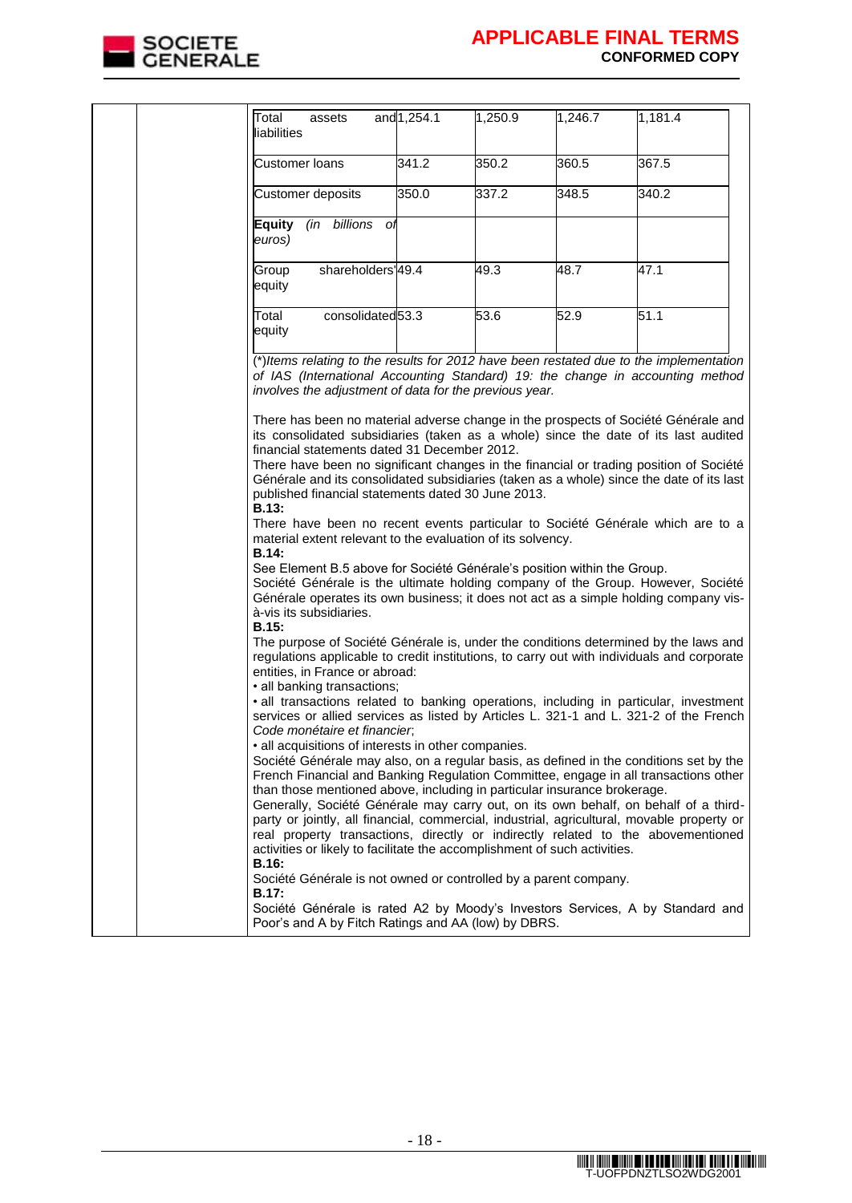| | | | | |
|---|---|---|---|---|
| Total assets and liabilities | 1,254.1 | 1,250.9 | 1,246.7 | 1,181.4 |
| Customer loans | 341.2 | 350.2 | 360.5 | 367.5 |
| Customer deposits | 350.0 | 337.2 | 348.5 | 340.2 |
| **Equity** *(in billions of euros)* | | | | |
| Group shareholders' equity | 49.4 | 49.3 | 48.7 | 47.1 |
| Total consolidated equity | 53.3 | 53.6 | 52.9 | 51.1 |

(\*)*Items relating to the results for 2012 have been restated due to the implementation of IAS (International Accounting Standard) 19: the change in accounting method involves the adjustment of data for the previous year.*

There has been no material adverse change in the prospects of Société Générale and its consolidated subsidiaries (taken as a whole) since the date of its last audited financial statements dated 31 December 2012.

There have been no significant changes in the financial or trading position of Société Générale and its consolidated subsidiaries (taken as a whole) since the date of its last published financial statements dated 30 June 2013.

**B.13:**

There have been no recent events particular to Société Générale which are to a material extent relevant to the evaluation of its solvency.

**B.14:**

See Element B.5 above for Société Générale's position within the Group.

Société Générale is the ultimate holding company of the Group. However, Société Générale operates its own business; it does not act as a simple holding company vis-à-vis its subsidiaries.

**B.15:**

The purpose of Société Générale is, under the conditions determined by the laws and regulations applicable to credit institutions, to carry out with individuals and corporate entities, in France or abroad:

- all banking transactions;
- all transactions related to banking operations, including in particular, investment services or allied services as listed by Articles L. 321-1 and L. 321-2 of the French *Code monétaire et financier*;
- all acquisitions of interests in other companies.

Société Générale may also, on a regular basis, as defined in the conditions set by the French Financial and Banking Regulation Committee, engage in all transactions other than those mentioned above, including in particular insurance brokerage.

Generally, Société Générale may carry out, on its own behalf, on behalf of a third-party or jointly, all financial, commercial, industrial, agricultural, movable property or real property transactions, directly or indirectly related to the abovementioned activities or likely to facilitate the accomplishment of such activities.

**B.16:**

Société Générale is not owned or controlled by a parent company.

**B.17:**

Société Générale is rated A2 by Moody's Investors Services, A by Standard and Poor's and A by Fitch Ratings and AA (low) by DBRS.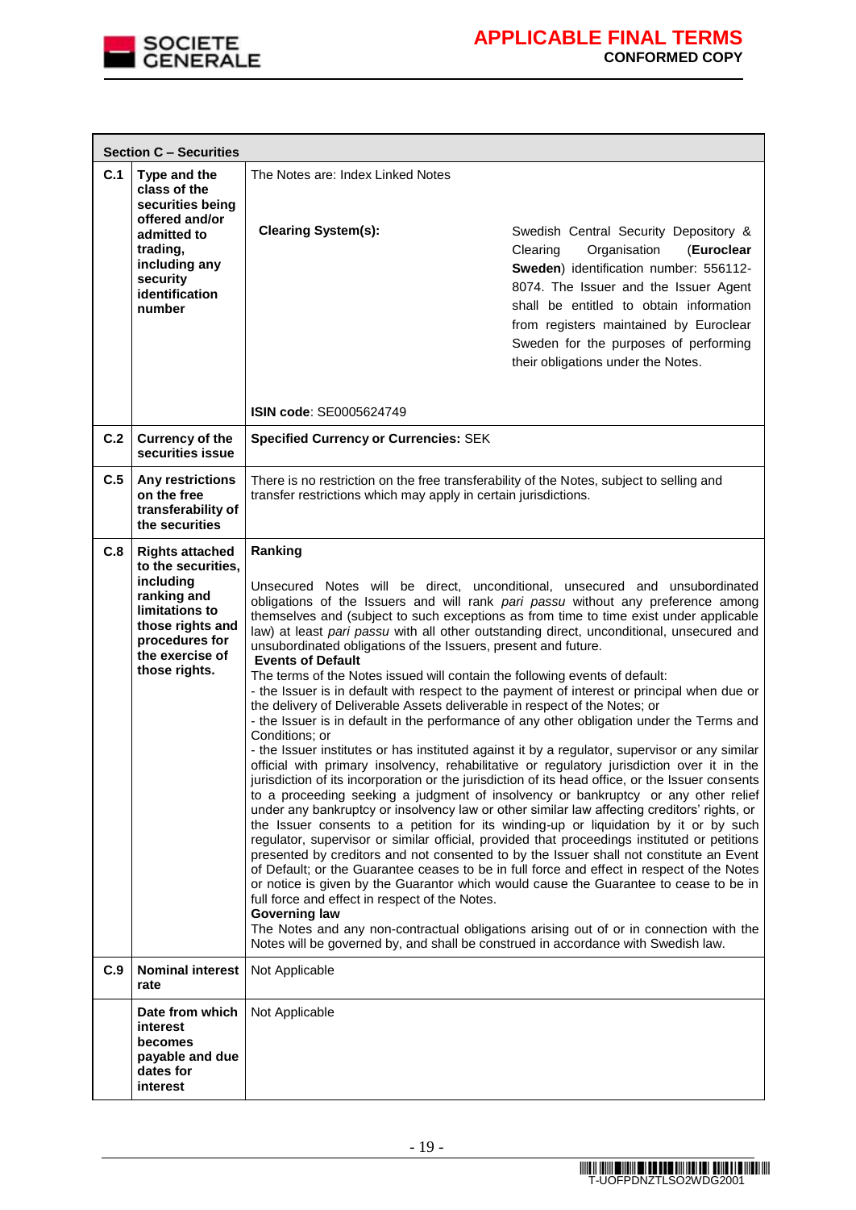| Section C – Securities | | |
|---|---|---|
| C.1 | **Type and the class of the securities being offered and/or admitted to trading, including any security identification number** | The Notes are: Index Linked Notes<br><br>**Clearing System(s):** Swedish Central Security Depository & Clearing Organisation (**Euroclear Sweden**) identification number: 556112-8074. The Issuer and the Issuer Agent shall be entitled to obtain information from registers maintained by Euroclear Sweden for the purposes of performing their obligations under the Notes.<br><br>**ISIN code**: SE0005624749 |
| C.2 | **Currency of the securities issue** | **Specified Currency or Currencies:** SEK |
| C.5 | **Any restrictions on the free transferability of the securities** | There is no restriction on the free transferability of the Notes, subject to selling and transfer restrictions which may apply in certain jurisdictions. |
| C.8 | **Rights attached to the securities, including ranking and limitations to those rights and procedures for the exercise of those rights.** | **Ranking**<br><br>Unsecured Notes will be direct, unconditional, unsecured and unsubordinated obligations of the Issuers and will rank *pari passu* without any preference among themselves and (subject to such exceptions as from time to time exist under applicable law) at least *pari passu* with all other outstanding direct, unconditional, unsecured and unsubordinated obligations of the Issuers, present and future.<br>**Events of Default**<br>The terms of the Notes issued will contain the following events of default:<br>- the Issuer is in default with respect to the payment of interest or principal when due or the delivery of Deliverable Assets deliverable in respect of the Notes; or<br>- the Issuer is in default in the performance of any other obligation under the Terms and Conditions; or<br>- the Issuer institutes or has instituted against it by a regulator, supervisor or any similar official with primary insolvency, rehabilitative or regulatory jurisdiction over it in the jurisdiction of its incorporation or the jurisdiction of its head office, or the Issuer consents to a proceeding seeking a judgment of insolvency or bankruptcy or any other relief under any bankruptcy or insolvency law or other similar law affecting creditors' rights, or the Issuer consents to a petition for its winding-up or liquidation by it or by such regulator, supervisor or similar official, provided that proceedings instituted or petitions presented by creditors and not consented to by the Issuer shall not constitute an Event of Default; or the Guarantee ceases to be in full force and effect in respect of the Notes or notice is given by the Guarantor which would cause the Guarantee to cease to be in full force and effect in respect of the Notes.<br>**Governing law**<br>The Notes and any non-contractual obligations arising out of or in connection with the Notes will be governed by, and shall be construed in accordance with Swedish law. |
| C.9 | **Nominal interest rate** | Not Applicable |
| | **Date from which interest becomes payable and due dates for interest** | Not Applicable |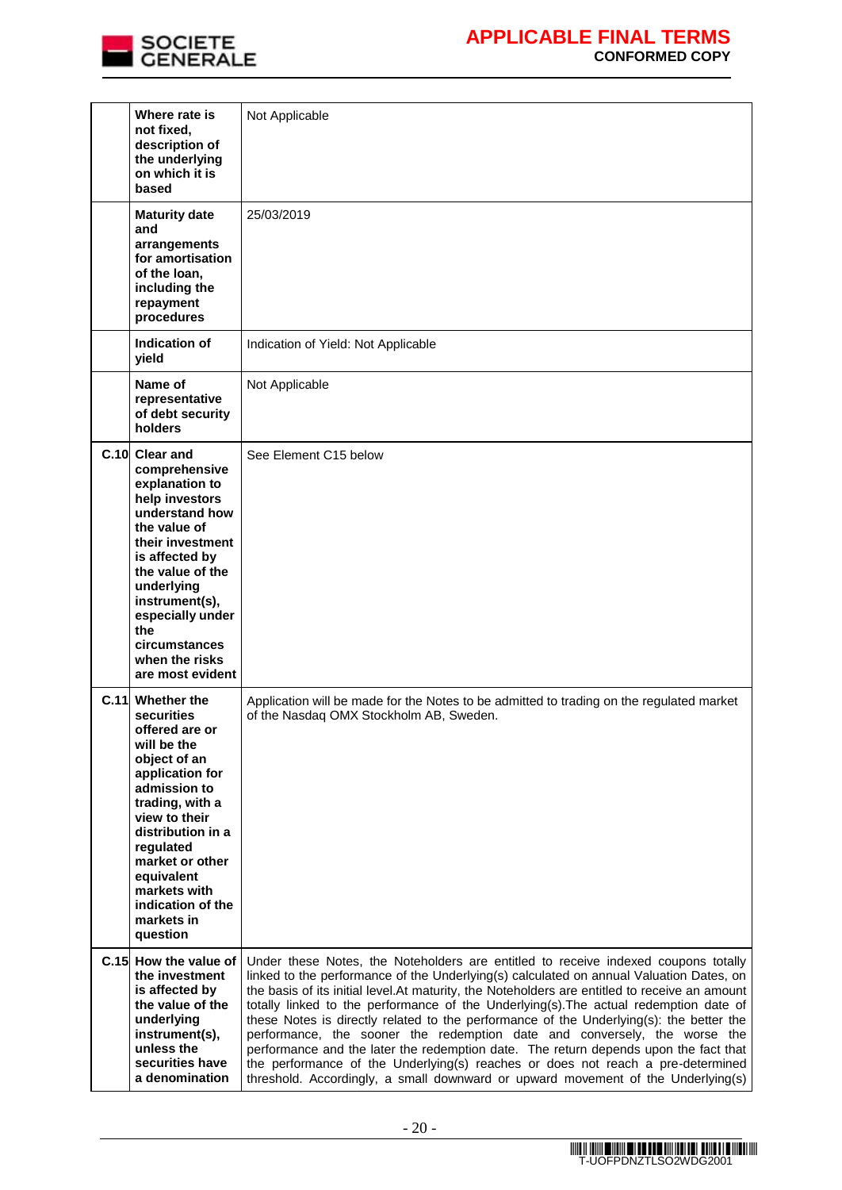| | | |
|---|---|---|
| | **Where rate is not fixed, description of the underlying on which it is based** | Not Applicable |
| | **Maturity date and arrangements for amortisation of the loan, including the repayment procedures** | 25/03/2019 |
| | **Indication of yield** | Indication of Yield: Not Applicable |
| | **Name of representative of debt security holders** | Not Applicable |
| **C.10** | **Clear and comprehensive explanation to help investors understand how the value of their investment is affected by the value of the underlying instrument(s), especially under the circumstances when the risks are most evident** | See Element C15 below |
| **C.11** | **Whether the securities offered are or will be the object of an application for admission to trading, with a view to their distribution in a regulated market or other equivalent markets with indication of the markets in question** | Application will be made for the Notes to be admitted to trading on the regulated market of the Nasdaq OMX Stockholm AB, Sweden. |
| **C.15** | **How the value of the investment is affected by the value of the underlying instrument(s), unless the securities have a denomination** | Under these Notes, the Noteholders are entitled to receive indexed coupons totally linked to the performance of the Underlying(s) calculated on annual Valuation Dates, on the basis of its initial level.At maturity, the Noteholders are entitled to receive an amount totally linked to the performance of the Underlying(s).The actual redemption date of these Notes is directly related to the performance of the Underlying(s): the better the performance, the sooner the redemption date and conversely, the worse the performance and the later the redemption date. The return depends upon the fact that the performance of the Underlying(s) reaches or does not reach a pre-determined threshold. Accordingly, a small downward or upward movement of the Underlying(s) |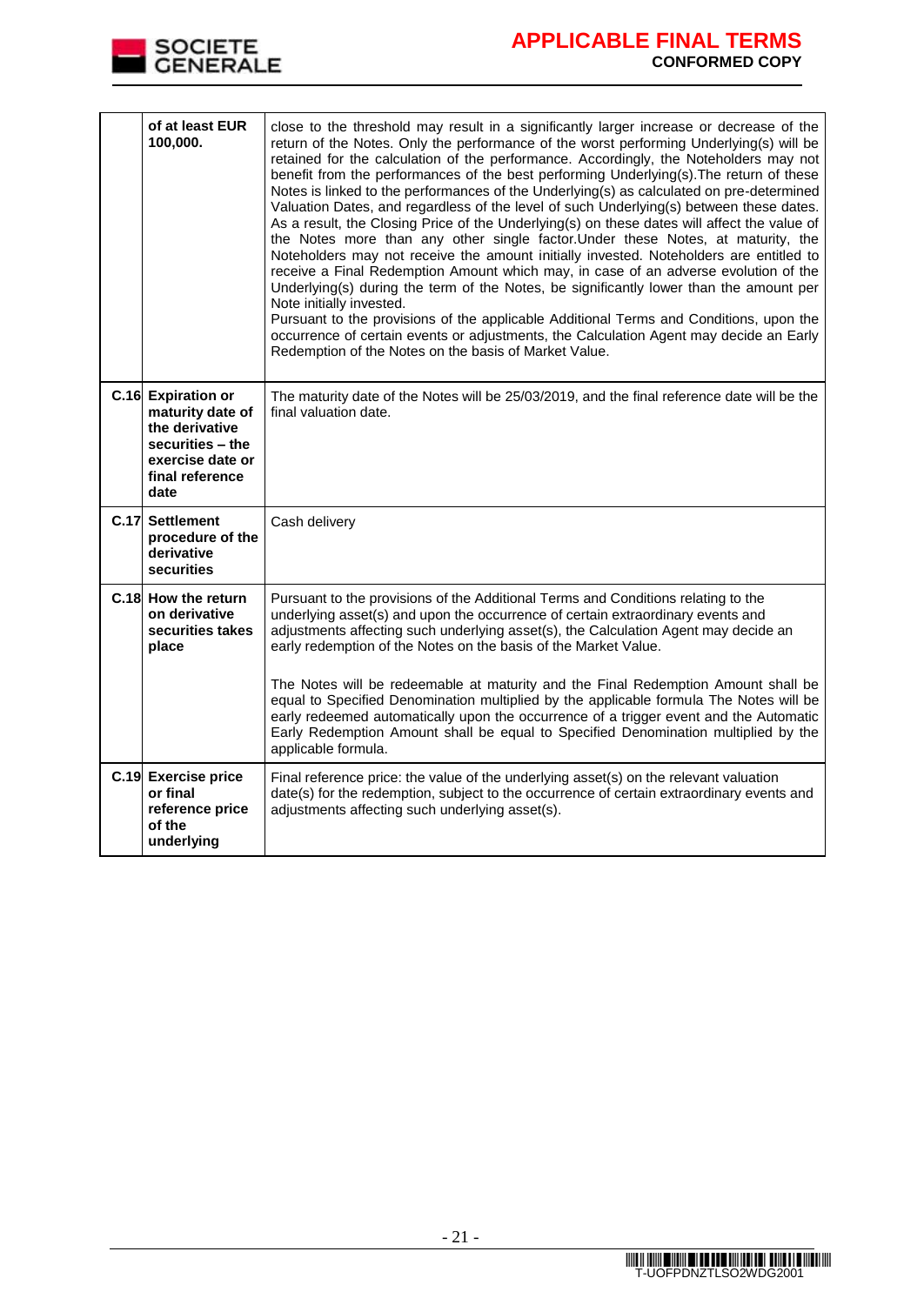| | | |
|---|---|---|
| | **of at least EUR 100,000.** | close to the threshold may result in a significantly larger increase or decrease of the return of the Notes. Only the performance of the worst performing Underlying(s) will be retained for the calculation of the performance. Accordingly, the Noteholders may not benefit from the performances of the best performing Underlying(s).The return of these Notes is linked to the performances of the Underlying(s) as calculated on pre-determined Valuation Dates, and regardless of the level of such Underlying(s) between these dates. As a result, the Closing Price of the Underlying(s) on these dates will affect the value of the Notes more than any other single factor.Under these Notes, at maturity, the Noteholders may not receive the amount initially invested. Noteholders are entitled to receive a Final Redemption Amount which may, in case of an adverse evolution of the Underlying(s) during the term of the Notes, be significantly lower than the amount per Note initially invested.<br>Pursuant to the provisions of the applicable Additional Terms and Conditions, upon the occurrence of certain events or adjustments, the Calculation Agent may decide an Early Redemption of the Notes on the basis of Market Value. |
| **C.16** | **Expiration or maturity date of the derivative securities – the exercise date or final reference date** | The maturity date of the Notes will be 25/03/2019, and the final reference date will be the final valuation date. |
| **C.17** | **Settlement procedure of the derivative securities** | Cash delivery |
| **C.18** | **How the return on derivative securities takes place** | Pursuant to the provisions of the Additional Terms and Conditions relating to the underlying asset(s) and upon the occurrence of certain extraordinary events and adjustments affecting such underlying asset(s), the Calculation Agent may decide an early redemption of the Notes on the basis of the Market Value.<br><br>The Notes will be redeemable at maturity and the Final Redemption Amount shall be equal to Specified Denomination multiplied by the applicable formula The Notes will be early redeemed automatically upon the occurrence of a trigger event and the Automatic Early Redemption Amount shall be equal to Specified Denomination multiplied by the applicable formula. |
| **C.19** | **Exercise price or final reference price of the underlying** | Final reference price: the value of the underlying asset(s) on the relevant valuation date(s) for the redemption, subject to the occurrence of certain extraordinary events and adjustments affecting such underlying asset(s). |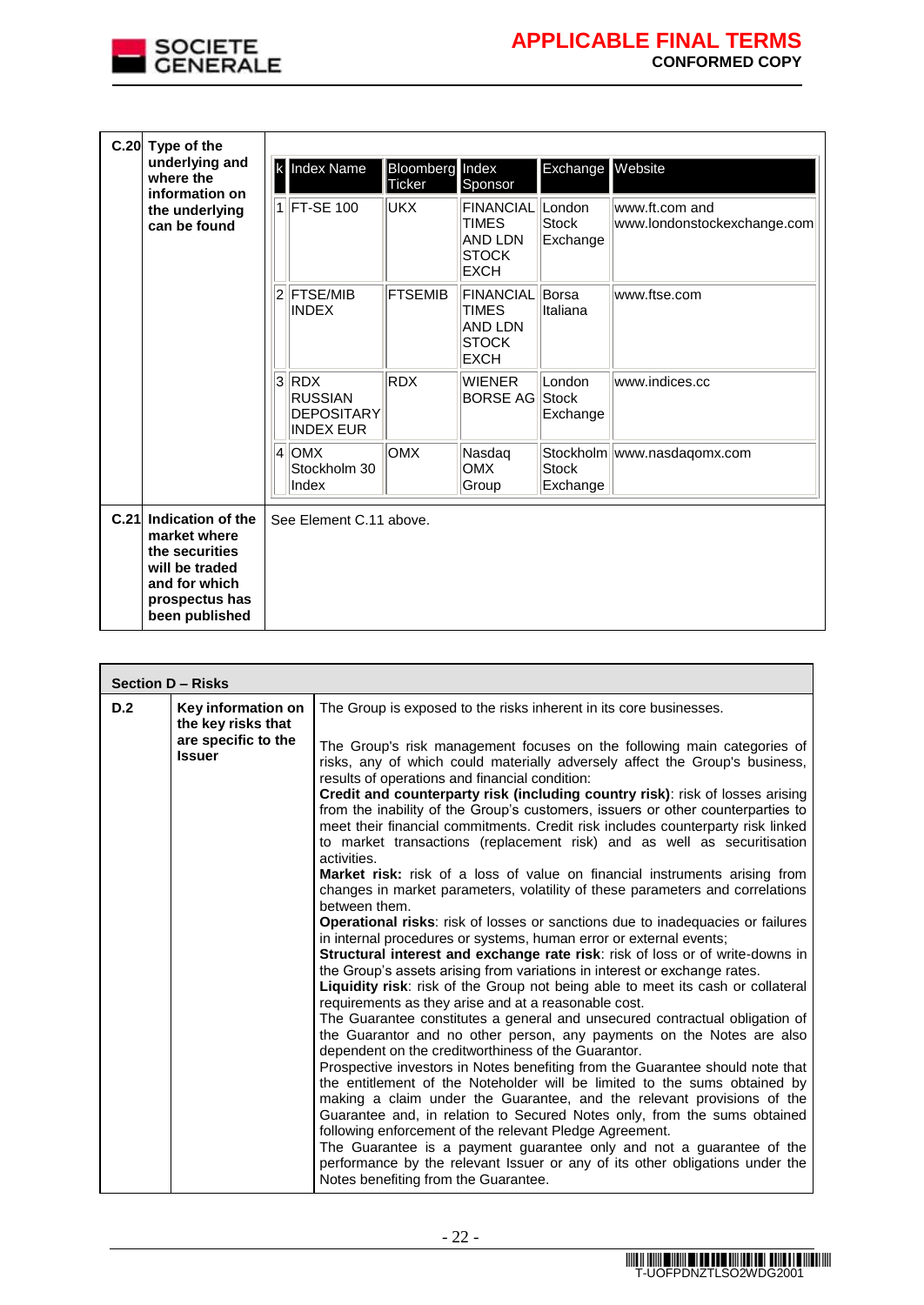| | | |
|---|---|---|
| **C.20** | **Type of the underlying and where the information on the underlying can be found** | (see table below) |
| **C.21** | **Indication of the market where the securities will be traded and for which prospectus has been published** | See Element C.11 above. |

| k | Index Name | Bloomberg Ticker | Index Sponsor | Exchange | Website |
|---|---|---|---|---|---|
| 1 | FT-SE 100 | UKX | FINANCIAL TIMES AND LDN STOCK EXCH | London Stock Exchange | www.ft.com and www.londonstockexchange.com |
| 2 | FTSE/MIB INDEX | FTSEMIB | FINANCIAL TIMES AND LDN STOCK EXCH | Borsa Italiana | www.ftse.com |
| 3 | RDX RUSSIAN DEPOSITARY INDEX EUR | RDX | WIENER BORSE AG | London Stock Exchange | www.indices.cc |
| 4 | OMX Stockholm 30 Index | OMX | Nasdaq OMX Group | Stockholm Stock Exchange | www.nasdaqomx.com |

**Section D – Risks**

| | | |
|---|---|---|
| **D.2** | **Key information on the key risks that are specific to the Issuer** | The Group is exposed to the risks inherent in its core businesses.<br><br>The Group's risk management focuses on the following main categories of risks, any of which could materially adversely affect the Group's business, results of operations and financial condition:<br>**Credit and counterparty risk (including country risk)**: risk of losses arising from the inability of the Group's customers, issuers or other counterparties to meet their financial commitments. Credit risk includes counterparty risk linked to market transactions (replacement risk) and as well as securitisation activities.<br>**Market risk:** risk of a loss of value on financial instruments arising from changes in market parameters, volatility of these parameters and correlations between them.<br>**Operational risks**: risk of losses or sanctions due to inadequacies or failures in internal procedures or systems, human error or external events;<br>**Structural interest and exchange rate risk**: risk of loss or of write-downs in the Group's assets arising from variations in interest or exchange rates.<br>**Liquidity risk**: risk of the Group not being able to meet its cash or collateral requirements as they arise and at a reasonable cost.<br>The Guarantee constitutes a general and unsecured contractual obligation of the Guarantor and no other person, any payments on the Notes are also dependent on the creditworthiness of the Guarantor.<br>Prospective investors in Notes benefiting from the Guarantee should note that the entitlement of the Noteholder will be limited to the sums obtained by making a claim under the Guarantee, and the relevant provisions of the Guarantee and, in relation to Secured Notes only, from the sums obtained following enforcement of the relevant Pledge Agreement.<br>The Guarantee is a payment guarantee only and not a guarantee of the performance by the relevant Issuer or any of its other obligations under the Notes benefiting from the Guarantee. |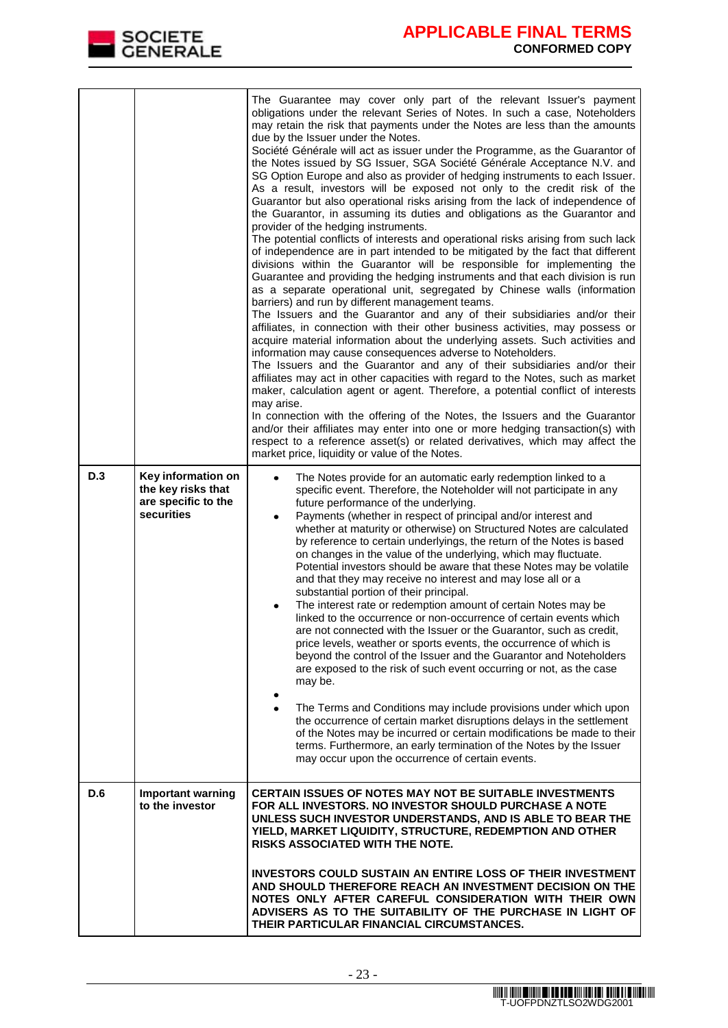| | | |
|---|---|---|
| | | The Guarantee may cover only part of the relevant Issuer's payment obligations under the relevant Series of Notes. In such a case, Noteholders may retain the risk that payments under the Notes are less than the amounts due by the Issuer under the Notes.<br>Société Générale will act as issuer under the Programme, as the Guarantor of the Notes issued by SG Issuer, SGA Société Générale Acceptance N.V. and SG Option Europe and also as provider of hedging instruments to each Issuer. As a result, investors will be exposed not only to the credit risk of the Guarantor but also operational risks arising from the lack of independence of the Guarantor, in assuming its duties and obligations as the Guarantor and provider of the hedging instruments.<br>The potential conflicts of interests and operational risks arising from such lack of independence are in part intended to be mitigated by the fact that different divisions within the Guarantor will be responsible for implementing the Guarantee and providing the hedging instruments and that each division is run as a separate operational unit, segregated by Chinese walls (information barriers) and run by different management teams.<br>The Issuers and the Guarantor and any of their subsidiaries and/or their affiliates, in connection with their other business activities, may possess or acquire material information about the underlying assets. Such activities and information may cause consequences adverse to Noteholders.<br>The Issuers and the Guarantor and any of their subsidiaries and/or their affiliates may act in other capacities with regard to the Notes, such as market maker, calculation agent or agent. Therefore, a potential conflict of interests may arise.<br>In connection with the offering of the Notes, the Issuers and the Guarantor and/or their affiliates may enter into one or more hedging transaction(s) with respect to a reference asset(s) or related derivatives, which may affect the market price, liquidity or value of the Notes. |
| **D.3** | **Key information on the key risks that are specific to the securities** | • The Notes provide for an automatic early redemption linked to a specific event. Therefore, the Noteholder will not participate in any future performance of the underlying.<br>• Payments (whether in respect of principal and/or interest and whether at maturity or otherwise) on Structured Notes are calculated by reference to certain underlyings, the return of the Notes is based on changes in the value of the underlying, which may fluctuate. Potential investors should be aware that these Notes may be volatile and that they may receive no interest and may lose all or a substantial portion of their principal.<br>• The interest rate or redemption amount of certain Notes may be linked to the occurrence or non-occurrence of certain events which are not connected with the Issuer or the Guarantor, such as credit, price levels, weather or sports events, the occurrence of which is beyond the control of the Issuer and the Guarantor and Noteholders are exposed to the risk of such event occurring or not, as the case may be.<br>•<br>• The Terms and Conditions may include provisions under which upon the occurrence of certain market disruptions delays in the settlement of the Notes may be incurred or certain modifications be made to their terms. Furthermore, an early termination of the Notes by the Issuer may occur upon the occurrence of certain events. |
| **D.6** | **Important warning to the investor** | **CERTAIN ISSUES OF NOTES MAY NOT BE SUITABLE INVESTMENTS FOR ALL INVESTORS. NO INVESTOR SHOULD PURCHASE A NOTE UNLESS SUCH INVESTOR UNDERSTANDS, AND IS ABLE TO BEAR THE YIELD, MARKET LIQUIDITY, STRUCTURE, REDEMPTION AND OTHER RISKS ASSOCIATED WITH THE NOTE.**<br><br>**INVESTORS COULD SUSTAIN AN ENTIRE LOSS OF THEIR INVESTMENT AND SHOULD THEREFORE REACH AN INVESTMENT DECISION ON THE NOTES ONLY AFTER CAREFUL CONSIDERATION WITH THEIR OWN ADVISERS AS TO THE SUITABILITY OF THE PURCHASE IN LIGHT OF THEIR PARTICULAR FINANCIAL CIRCUMSTANCES.** |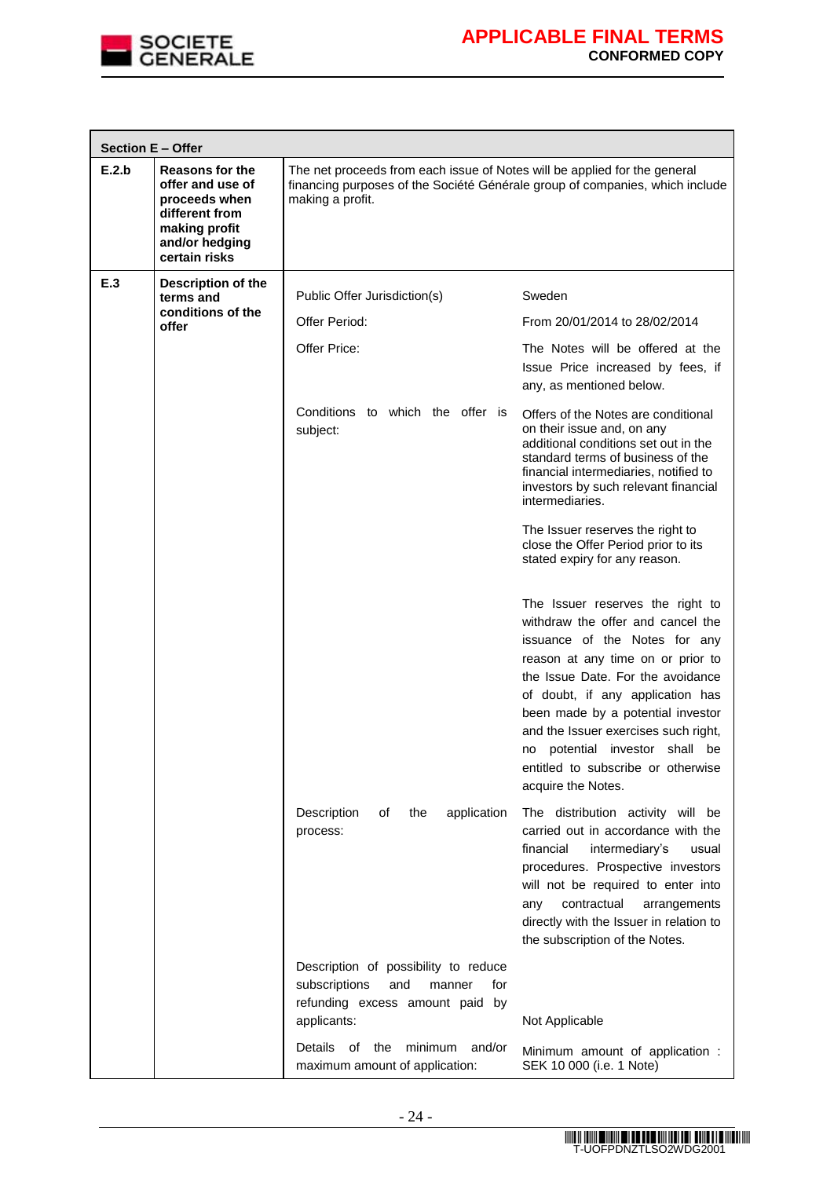| Section E – Offer | | |
|---|---|---|
| E.2.b | Reasons for the offer and use of proceeds when different from making profit and/or hedging certain risks | The net proceeds from each issue of Notes will be applied for the general financing purposes of the Société Générale group of companies, which include making a profit. |
| E.3 | Description of the terms and conditions of the offer | Public Offer Jurisdiction(s): Sweden<br><br>Offer Period: From 20/01/2014 to 28/02/2014<br><br>Offer Price: The Notes will be offered at the Issue Price increased by fees, if any, as mentioned below.<br><br>Conditions to which the offer is subject: Offers of the Notes are conditional on their issue and, on any additional conditions set out in the standard terms of business of the financial intermediaries, notified to investors by such relevant financial intermediaries.<br><br>The Issuer reserves the right to close the Offer Period prior to its stated expiry for any reason.<br><br>The Issuer reserves the right to withdraw the offer and cancel the issuance of the Notes for any reason at any time on or prior to the Issue Date. For the avoidance of doubt, if any application has been made by a potential investor and the Issuer exercises such right, no potential investor shall be entitled to subscribe or otherwise acquire the Notes.<br><br>Description of the application process: The distribution activity will be carried out in accordance with the financial intermediary's usual procedures. Prospective investors will not be required to enter into any contractual arrangements directly with the Issuer in relation to the subscription of the Notes.<br><br>Description of possibility to reduce subscriptions and manner for refunding excess amount paid by applicants: Not Applicable<br><br>Details of the minimum and/or maximum amount of application: Minimum amount of application : SEK 10 000 (i.e. 1 Note) |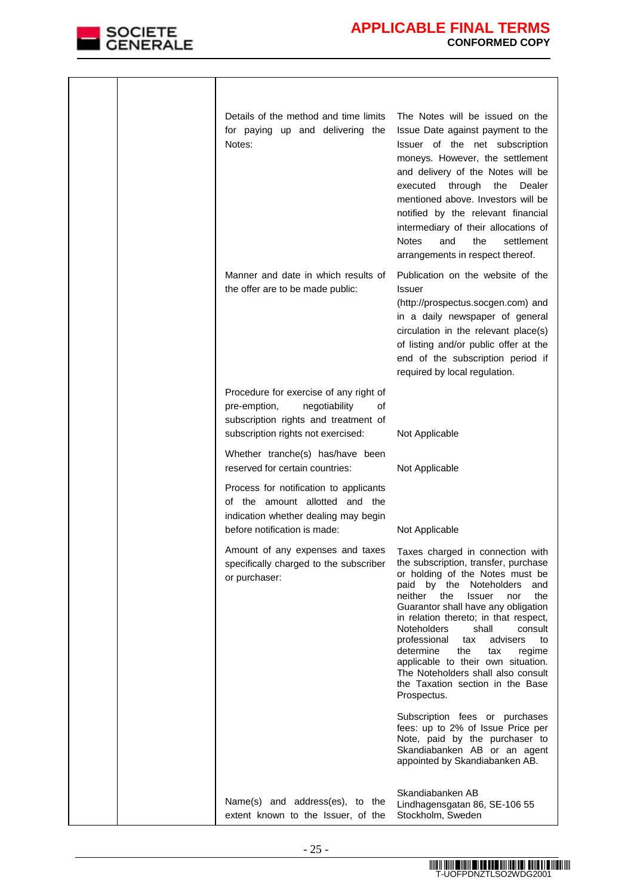| | | | |
|---|---|---|---|
| | | Details of the method and time limits for paying up and delivering the Notes: | The Notes will be issued on the Issue Date against payment to the Issuer of the net subscription moneys. However, the settlement and delivery of the Notes will be executed through the Dealer mentioned above. Investors will be notified by the relevant financial intermediary of their allocations of Notes and the settlement arrangements in respect thereof. |
| | | Manner and date in which results of the offer are to be made public: | Publication on the website of the Issuer (http://prospectus.socgen.com) and in a daily newspaper of general circulation in the relevant place(s) of listing and/or public offer at the end of the subscription period if required by local regulation. |
| | | Procedure for exercise of any right of pre-emption, negotiability of subscription rights and treatment of subscription rights not exercised: | Not Applicable |
| | | Whether tranche(s) has/have been reserved for certain countries: | Not Applicable |
| | | Process for notification to applicants of the amount allotted and the indication whether dealing may begin before notification is made: | Not Applicable |
| | | Amount of any expenses and taxes specifically charged to the subscriber or purchaser: | Taxes charged in connection with the subscription, transfer, purchase or holding of the Notes must be paid by the Noteholders and neither the Issuer nor the Guarantor shall have any obligation in relation thereto; in that respect, Noteholders shall consult professional tax advisers to determine the tax regime applicable to their own situation. The Noteholders shall also consult the Taxation section in the Base Prospectus.<br><br>Subscription fees or purchases fees: up to 2% of Issue Price per Note, paid by the purchaser to Skandiabanken AB or an agent appointed by Skandiabanken AB. |
| | | Name(s) and address(es), to the extent known to the Issuer, of the | Skandiabanken AB<br>Lindhagensgatan 86, SE-106 55 Stockholm, Sweden |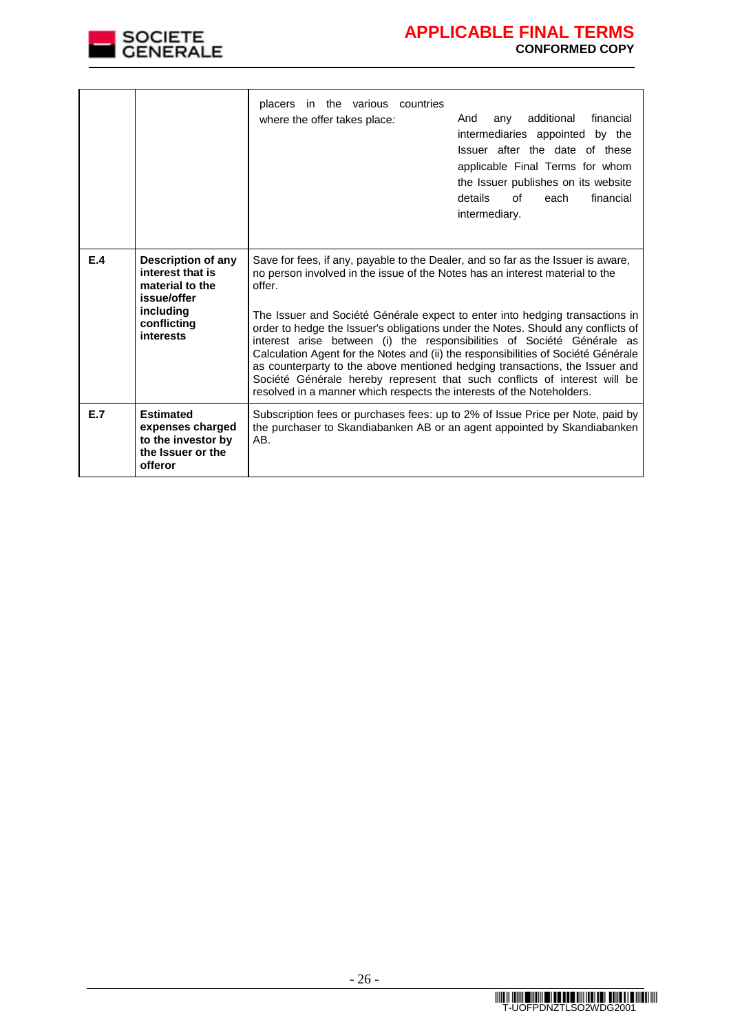| | | | |
|---|---|---|---|
| | | placers in the various countries where the offer takes place: | And any additional financial intermediaries appointed by the Issuer after the date of these applicable Final Terms for whom the Issuer publishes on its website details of each financial intermediary. |
| **E.4** | **Description of any interest that is material to the issue/offer including conflicting interests** | Save for fees, if any, payable to the Dealer, and so far as the Issuer is aware, no person involved in the issue of the Notes has an interest material to the offer.<br><br>The Issuer and Société Générale expect to enter into hedging transactions in order to hedge the Issuer's obligations under the Notes. Should any conflicts of interest arise between (i) the responsibilities of Société Générale as Calculation Agent for the Notes and (ii) the responsibilities of Société Générale as counterparty to the above mentioned hedging transactions, the Issuer and Société Générale hereby represent that such conflicts of interest will be resolved in a manner which respects the interests of the Noteholders. | |
| **E.7** | **Estimated expenses charged to the investor by the Issuer or the offeror** | Subscription fees or purchases fees: up to 2% of Issue Price per Note, paid by the purchaser to Skandiabanken AB or an agent appointed by Skandiabanken AB. | |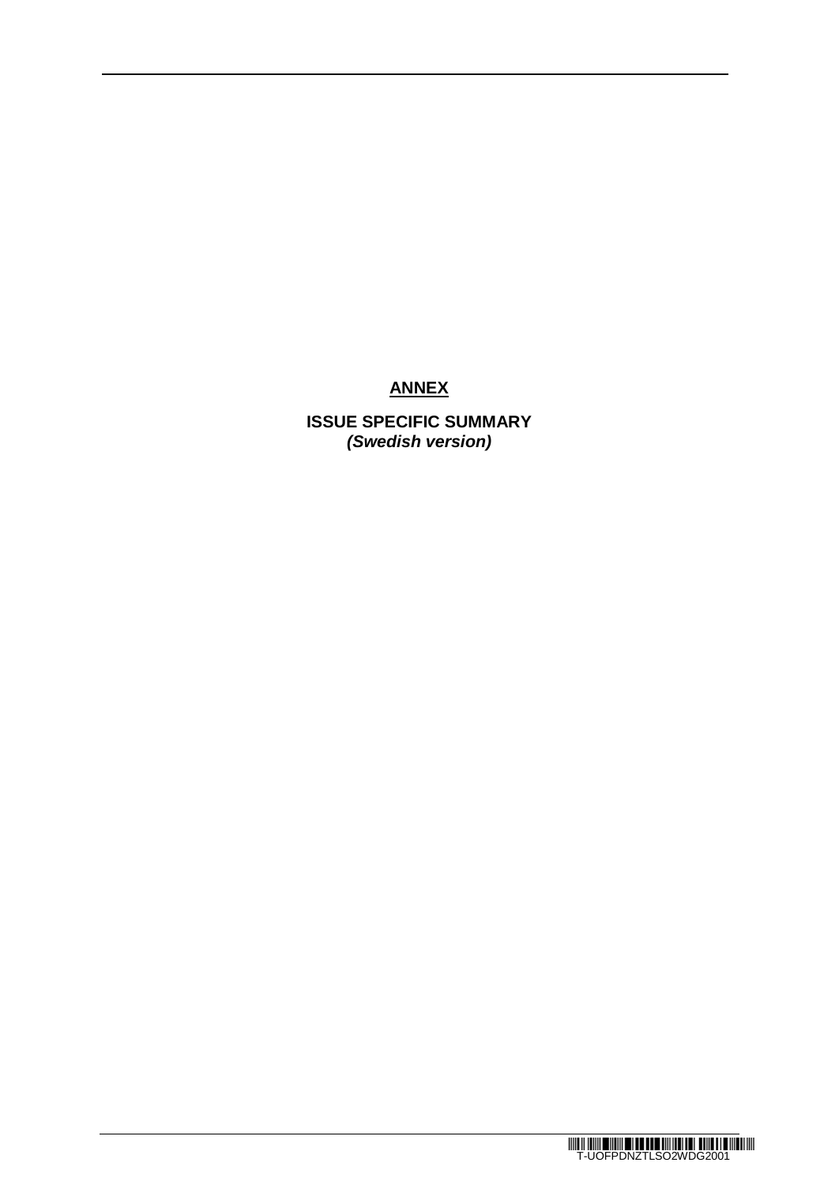**ANNEX**

**ISSUE SPECIFIC SUMMARY**
***(Swedish version)***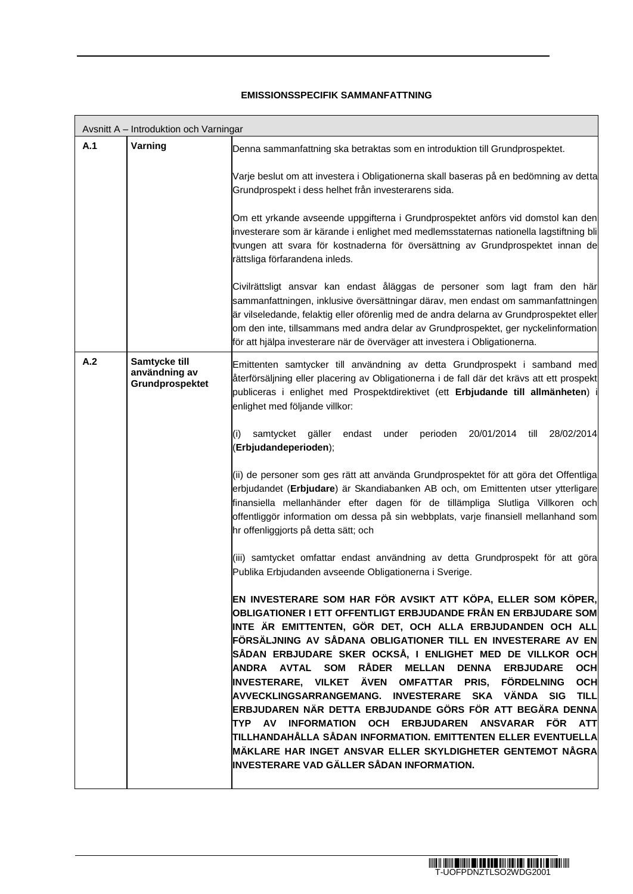**EMISSIONSSPECIFIK SAMMANFATTNING**

| Avsnitt A – Introduktion och Varningar | | |
|---|---|---|
| **A.1** | **Varning** | Denna sammanfattning ska betraktas som en introduktion till Grundprospektet.<br><br>Varje beslut om att investera i Obligationerna skall baseras på en bedömning av detta Grundprospekt i dess helhet från investerarens sida.<br><br>Om ett yrkande avseende uppgifterna i Grundprospektet anförs vid domstol kan den investerare som är kärande i enlighet med medlemsstaternas nationella lagstiftning bli tvungen att svara för kostnaderna för översättning av Grundprospektet innan de rättsliga förfarandena inleds.<br><br>Civilrättsligt ansvar kan endast åläggas de personer som lagt fram den här sammanfattningen, inklusive översättningar därav, men endast om sammanfattningen är vilseledande, felaktig eller oförenlig med de andra delarna av Grundprospektet eller om den inte, tillsammans med andra delar av Grundprospektet, ger nyckelinformation för att hjälpa investerare när de överväger att investera i Obligationerna. |
| **A.2** | **Samtycke till användning av Grundprospektet** | Emittenten samtycker till användning av detta Grundprospekt i samband med återförsäljning eller placering av Obligationerna i de fall där det krävs att ett prospekt publiceras i enlighet med Prospektdirektivet (ett **Erbjudande till allmänheten**) i enlighet med följande villkor:<br><br>(i) samtycket gäller endast under perioden 20/01/2014 till 28/02/2014 (**Erbjudandeperioden**);<br><br>(ii) de personer som ges rätt att använda Grundprospektet för att göra det Offentliga erbjudandet (**Erbjudare**) är Skandiabanken AB och, om Emittenten utser ytterligare finansiella mellanhänder efter dagen för de tillämpliga Slutliga Villkoren och offentliggör information om dessa på sin webbplats, varje finansiell mellanhand som hr offenliggjorts på detta sätt; och<br><br>(iii) samtycket omfattar endast användning av detta Grundprospekt för att göra Publika Erbjudanden avseende Obligationerna i Sverige.<br><br>**EN INVESTERARE SOM HAR FÖR AVSIKT ATT KÖPA, ELLER SOM KÖPER, OBLIGATIONER I ETT OFFENTLIGT ERBJUDANDE FRÅN EN ERBJUDARE SOM INTE ÄR EMITTENTEN, GÖR DET, OCH ALLA ERBJUDANDEN OCH ALL FÖRSÄLJNING AV SÅDANA OBLIGATIONER TILL EN INVESTERARE AV EN SÅDAN ERBJUDARE SKER OCKSÅ, I ENLIGHET MED DE VILLKOR OCH ANDRA AVTAL SOM RÅDER MELLAN DENNA ERBJUDARE OCH INVESTERARE, VILKET ÄVEN OMFATTAR PRIS, FÖRDELNING OCH AVVECKLINGSARRANGEMANG. INVESTERARE SKA VÄNDA SIG TILL ERBJUDAREN NÄR DETTA ERBJUDANDE GÖRS FÖR ATT BEGÄRA DENNA TYP AV INFORMATION OCH ERBJUDAREN ANSVARAR FÖR ATT TILLHANDAHÅLLA SÅDAN INFORMATION. EMITTENTEN ELLER EVENTUELLA MÄKLARE HAR INGET ANSVAR ELLER SKYLDIGHETER GENTEMOT NÅGRA INVESTERARE VAD GÄLLER SÅDAN INFORMATION.** |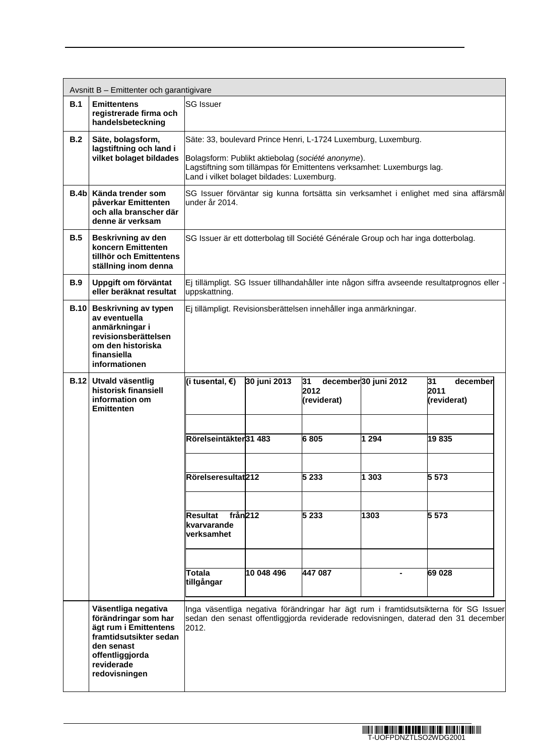| Avsnitt B – Emittenter och garantigivare | | |
|---|---|---|
| **B.1** | **Emittentens registrerade firma och handelsbeteckning** | SG Issuer |
| **B.2** | **Säte, bolagsform, lagstiftning och land i vilket bolaget bildades** | Säte: 33, boulevard Prince Henri, L-1724 Luxemburg, Luxemburg.<br><br>Bolagsform: Publikt aktiebolag (*société anonyme*).<br>Lagstiftning som tillämpas för Emittentens verksamhet: Luxemburgs lag.<br>Land i vilket bolaget bildades: Luxemburg. |
| **B.4b** | **Kända trender som påverkar Emittenten och alla branscher där denne är verksam** | SG Issuer förväntar sig kunna fortsätta sin verksamhet i enlighet med sina affärsmål under år 2014. |
| **B.5** | **Beskrivning av den koncern Emittenten tillhör och Emittentens ställning inom denna** | SG Issuer är ett dotterbolag till Société Générale Group och har inga dotterbolag. |
| **B.9** | **Uppgift om förväntat eller beräknat resultat** | Ej tillämpligt. SG Issuer tillhandahåller inte någon siffra avseende resultatprognos eller -uppskattning. |
| **B.10** | **Beskrivning av typen av eventuella anmärkningar i revisionsberättelsen om den historiska finansiella informationen** | Ej tillämpligt. Revisionsberättelsen innehåller inga anmärkningar. |
| **B.12** | **Utvald väsentlig historisk finansiell information om Emittenten** | (see table below) |
| | **Väsentliga negativa förändringar som har ägt rum i Emittentens framtidsutsikter sedan den senast offentliggjorda reviderade redovisningen** | Inga väsentliga negativa förändringar har ägt rum i framtidsutsikterna för SG Issuer sedan den senast offentliggjorda reviderade redovisningen, daterad den 31 december 2012. |

**B.12 – Utvald väsentlig historisk finansiell information om Emittenten**

| (i tusental, €) | 30 juni 2013 | 31 december 2012 (reviderat) | 30 juni 2012 | 31 december 2011 (reviderat) |
|---|---|---|---|---|
| Rörelseintäkter | 31 483 | 6 805 | 1 294 | 19 835 |
| Rörelseresultat | 212 | 5 233 | 1 303 | 5 573 |
| Resultat från kvarvarande verksamhet | 212 | 5 233 | 1303 | 5 573 |
| Totala tillgångar | 10 048 496 | 447 087 | - | 69 028 |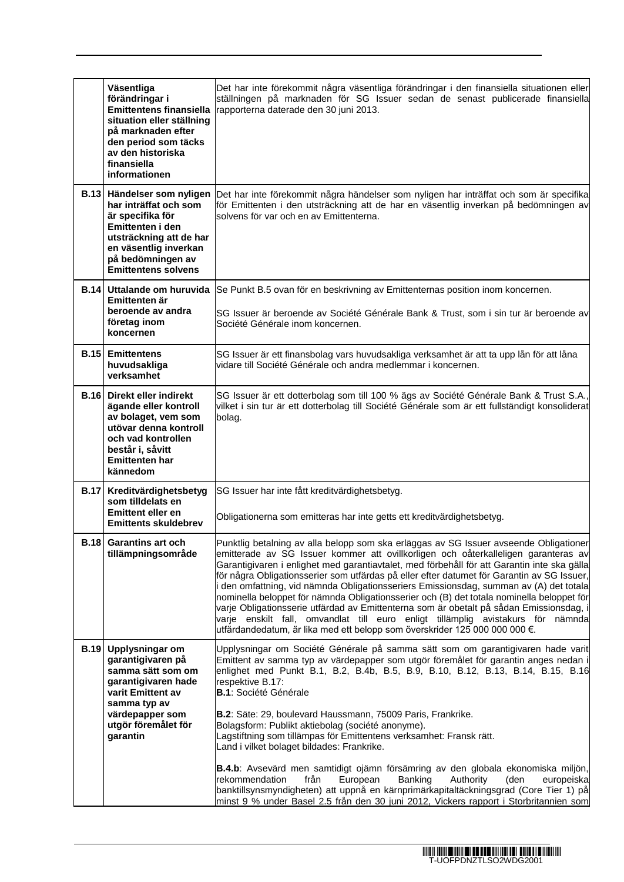| | | |
|---|---|---|
| | **Väsentliga förändringar i Emittentens finansiella situation eller ställning på marknaden efter den period som täcks av den historiska finansiella informationen** | Det har inte förekommit några väsentliga förändringar i den finansiella situationen eller ställningen på marknaden för SG Issuer sedan de senast publicerade finansiella rapporterna daterade den 30 juni 2013. |
| **B.13** | **Händelser som nyligen har inträffat och som är specifika för Emittenten i den utsträckning att de har en väsentlig inverkan på bedömningen av Emittentens solvens** | Det har inte förekommit några händelser som nyligen har inträffat och som är specifika för Emittenten i den utsträckning att de har en väsentlig inverkan på bedömningen av solvens för var och en av Emittenterna. |
| **B.14** | **Uttalande om huruvida Emittenten är beroende av andra företag inom koncernen** | Se Punkt B.5 ovan för en beskrivning av Emittenternas position inom koncernen.<br><br>SG Issuer är beroende av Société Générale Bank & Trust, som i sin tur är beroende av Société Générale inom koncernen. |
| **B.15** | **Emittentens huvudsakliga verksamhet** | SG Issuer är ett finansbolag vars huvudsakliga verksamhet är att ta upp lån för att låna vidare till Société Générale och andra medlemmar i koncernen. |
| **B.16** | **Direkt eller indirekt ägande eller kontroll av bolaget, vem som utövar denna kontroll och vad kontrollen består i, såvitt Emittenten har kännedom** | SG Issuer är ett dotterbolag som till 100 % ägs av Société Générale Bank & Trust S.A., vilket i sin tur är ett dotterbolag till Société Générale som är ett fullständigt konsoliderat bolag. |
| **B.17** | **Kreditvärdighetsbetyg som tilldelats en Emittent eller en Emittents skuldebrev** | SG Issuer har inte fått kreditvärdighetsbetyg.<br><br>Obligationerna som emitteras har inte getts ett kreditvärdighetsbetyg. |
| **B.18** | **Garantins art och tillämpningsområde** | Punktlig betalning av alla belopp som ska erläggas av SG Issuer avseende Obligationer emitterade av SG Issuer kommer att ovillkorligen och oåterkalleligen garanteras av Garantigivaren i enlighet med garantiavtalet, med förbehåll för att Garantin inte ska gälla för några Obligationsserier som utfärdas på eller efter datumet för Garantin av SG Issuer, i den omfattning, vid nämnda Obligationsseriers Emissionsdag, summan av (A) det totala nominella beloppet för nämnda Obligationsserier och (B) det totala nominella beloppet för varje Obligationsserie utfärdad av Emittenterna som är obetalt på sådan Emissionsdag, i varje enskilt fall, omvandlat till euro enligt tillämplig avistakurs för nämnda utfärdandedatum, är lika med ett belopp som överskrider 125 000 000 000 €. |
| **B.19** | **Upplysningar om garantigivaren på samma sätt som om garantigivaren hade varit Emittent av samma typ av värdepapper som utgör föremålet för garantin** | Upplysningar om Société Générale på samma sätt som om garantigivaren hade varit Emittent av samma typ av värdepapper som utgör föremålet för garantin anges nedan i enlighet med Punkt B.1, B.2, B.4b, B.5, B.9, B.10, B.12, B.13, B.14, B.15, B.16 respektive B.17:<br>**B.1**: Société Générale<br><br>**B.2**: Säte: 29, boulevard Haussmann, 75009 Paris, Frankrike.<br>Bolagsform: Publikt aktiebolag (société anonyme).<br>Lagstiftning som tillämpas för Emittentens verksamhet: Fransk rätt.<br>Land i vilket bolaget bildades: Frankrike.<br><br>**B.4.b**: Avsevärd men samtidigt ojämn försämring av den globala ekonomiska miljön, rekommendation från European Banking Authority (den europeiska banktillsynsmyndigheten) att uppnå en kärnprimärkapitaltäckningsgrad (Core Tier 1) på minst 9 % under Basel 2.5 från den 30 juni 2012, Vickers rapport i Storbritannien som |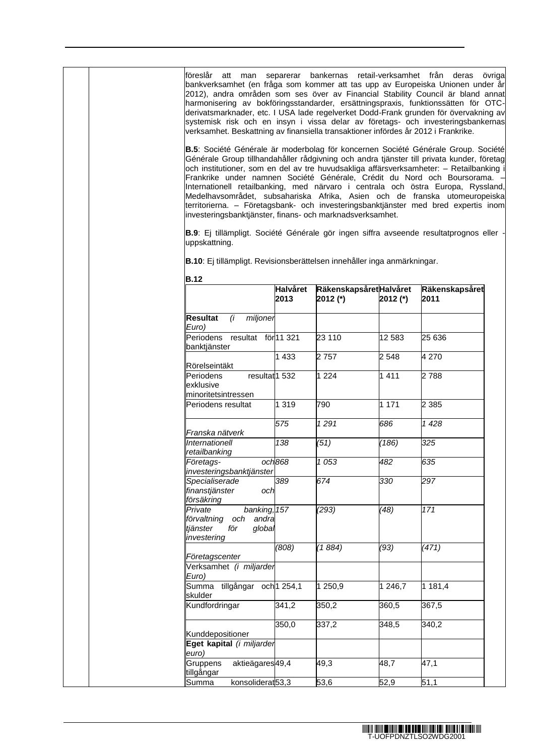föreslår att man separerar bankernas retail-verksamhet från deras övriga bankverksamhet (en fråga som kommer att tas upp av Europeiska Unionen under år 2012), andra områden som ses över av Financial Stability Council är bland annat harmonisering av bokföringsstandarder, ersättningspraxis, funktionssätten för OTC-derivatsmarknader, etc. I USA lade regelverket Dodd-Frank grunden för övervakning av systemisk risk och en insyn i vissa delar av företags- och investeringsbankernas verksamhet. Beskattning av finansiella transaktioner infördes år 2012 i Frankrike.

**B.5**: Société Générale är moderbolag för koncernen Société Générale Group. Société Générale Group tillhandahåller rådgivning och andra tjänster till privata kunder, företag och institutioner, som en del av tre huvudsakliga affärsverksamheter: – Retailbanking i Frankrike under namnen Société Générale, Crédit du Nord och Boursorama. – Internationell retailbanking, med närvaro i centrala och östra Europa, Ryssland, Medelhavsområdet, subsahariska Afrika, Asien och de franska utomeuropeiska territorierna. – Företagsbank- och investeringsbanktjänster med bred expertis inom investeringsbanktjänster, finans- och marknadsverksamhet.

**B.9**: Ej tillämpligt. Société Générale gör ingen siffra avseende resultatprognos eller -uppskattning.

**B.10**: Ej tillämpligt. Revisionsberättelsen innehåller inga anmärkningar.

**B.12**

| | **Halvåret 2013** | **Räkenskapsåret 2012 (\*)** | **Halvåret 2012 (\*)** | **Räkenskapsåret 2011** |
|---|---|---|---|---|
| **Resultat** *(i miljoner Euro)* | | | | |
| Periodens resultat för banktjänster | 11 321 | 23 110 | 12 583 | 25 636 |
| Rörelseintäkt | 1 433 | 2 757 | 2 548 | 4 270 |
| Periodens resultat exklusive minoritetsintressen | 1 532 | 1 224 | 1 411 | 2 788 |
| Periodens resultat | 1 319 | 790 | 1 171 | 2 385 |
| *Franska nätverk* | *575* | *1 291* | *686* | *1 428* |
| *Internationell retailbanking* | *138* | *(51)* | *(186)* | *325* |
| *Företags- och investeringsbanktjänster* | *868* | *1 053* | *482* | *635* |
| *Specialiserade finanstjänster och försäkring* | *389* | *674* | *330* | *297* |
| *Private banking, förvaltning och andra tjänster för global investering* | *157* | *(293)* | *(48)* | *171* |
| *Företagscenter* | *(808)* | *(1 884)* | *(93)* | *(471)* |
| Verksamhet *(i miljarder Euro)* | | | | |
| Summa tillgångar och skulder | 1 254,1 | 1 250,9 | 1 246,7 | 1 181,4 |
| Kundfordringar | 341,2 | 350,2 | 360,5 | 367,5 |
| Kunddepositioner | 350,0 | 337,2 | 348,5 | 340,2 |
| **Eget kapital** *(i miljarder euro)* | | | | |
| Gruppens aktieägares tillgångar | 49,4 | 49,3 | 48,7 | 47,1 |
| Summa konsoliderat | 53,3 | 53,6 | 52,9 | 51,1 |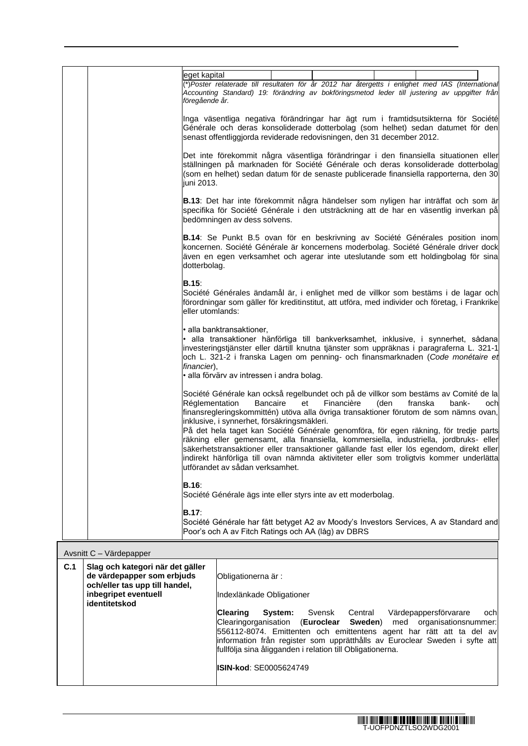| | | eget kapital | | | | |
|---|---|---|---|---|---|---|

*(\*)Poster relaterade till resultaten för år 2012 har återgetts i enlighet med IAS (International Accounting Standard) 19: förändring av bokföringsmetod leder till justering av uppgifter från föregående år.*

Inga väsentliga negativa förändringar har ägt rum i framtidsutsikterna för Société Générale och deras konsoliderade dotterbolag (som helhet) sedan datumet för den senast offentliggjorda reviderade redovisningen, den 31 december 2012.

Det inte förekommit några väsentliga förändringar i den finansiella situationen eller ställningen på marknaden för Société Générale och deras konsoliderade dotterbolag (som en helhet) sedan datum för de senaste publicerade finansiella rapporterna, den 30 juni 2013.

**B.13**: Det har inte förekommit några händelser som nyligen har inträffat och som är specifika för Société Générale i den utsträckning att de har en väsentlig inverkan på bedömningen av dess solvens.

**B.14**: Se Punkt B.5 ovan för en beskrivning av Société Générales position inom koncernen. Société Générale är koncernens moderbolag. Société Générale driver dock även en egen verksamhet och agerar inte uteslutande som ett holdingbolag för sina dotterbolag.

**B.15**:
Société Générales ändamål är, i enlighet med de villkor som bestäms i de lagar och förordningar som gäller för kreditinstitut, att utföra, med individer och företag, i Frankrike eller utomlands:

- alla banktransaktioner,
- alla transaktioner hänförliga till bankverksamhet, inklusive, i synnerhet, sådana investeringstjänster eller därtill knutna tjänster som uppräknas i paragraferna L. 321-1 och L. 321-2 i franska Lagen om penning- och finansmarknaden (*Code monétaire et financier*),
- alla förvärv av intressen i andra bolag.

Société Générale kan också regelbundet och på de villkor som bestäms av Comité de la Réglementation Bancaire et Financière (den franska bank- och finansregleringskommittén) utöva alla övriga transaktioner förutom de som nämns ovan, inklusive, i synnerhet, försäkringsmäkleri.
På det hela taget kan Société Générale genomföra, för egen räkning, för tredje parts räkning eller gemensamt, alla finansiella, kommersiella, industriella, jordbruks- eller säkerhetstransaktioner eller transaktioner gällande fast eller lös egendom, direkt eller indirekt hänförliga till ovan nämnda aktiviteter eller som troligtvis kommer underlätta utförandet av sådan verksamhet.

**B.16**:
Société Générale ägs inte eller styrs inte av ett moderbolag.

**B.17**:
Société Générale har fått betyget A2 av Moody's Investors Services, A av Standard and Poor's och A av Fitch Ratings och AA (låg) av DBRS

## Avsnitt C – Värdepapper

| | | |
|---|---|---|
| **C.1** | **Slag och kategori när det gäller de värdepapper som erbjuds och/eller tas upp till handel, inbegripet eventuell identitetskod** | Obligationerna är :<br><br>Indexlänkade Obligationer<br><br>**Clearing System:** Svensk Central Värdepappersförvarare och Clearingorganisation (**Euroclear Sweden**) med organisationsnummer: 556112-8074. Emittenten och emittentens agent har rätt att ta del av information från register som upprätthålls av Euroclear Sweden i syfte att fullfölja sina åligganden i relation till Obligationerna.<br><br>**ISIN-kod**: SE0005624749 |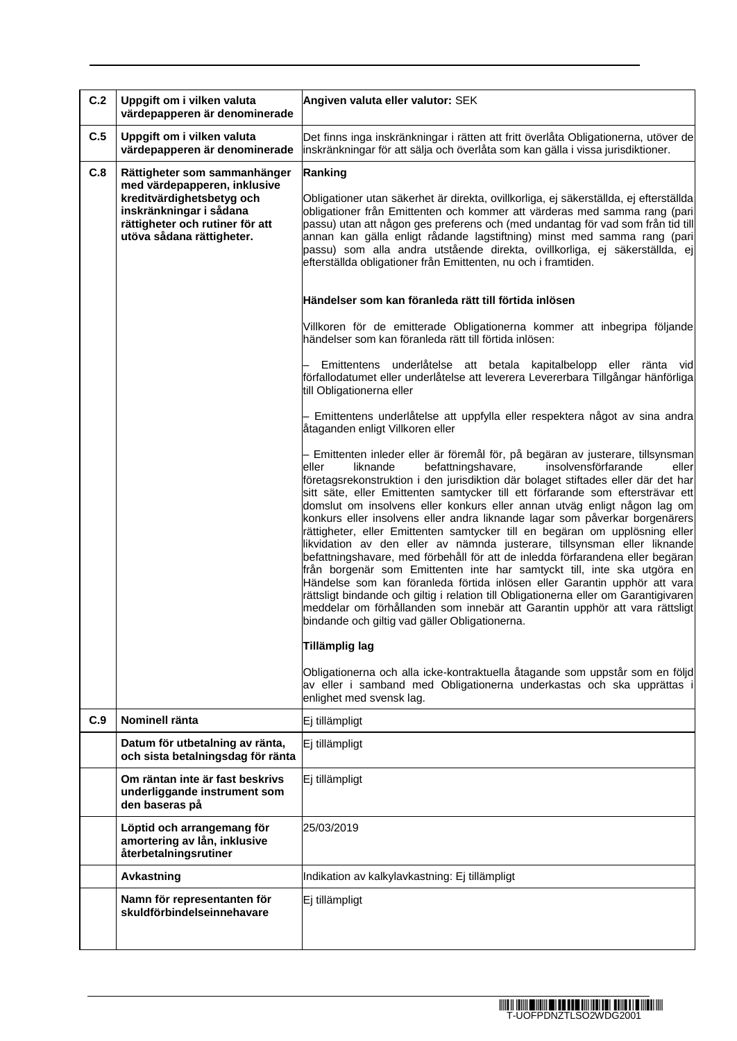| | | |
|---|---|---|
| **C.2** | **Uppgift om i vilken valuta värdepapperen är denominerade** | **Angiven valuta eller valutor:** SEK |
| **C.5** | **Uppgift om i vilken valuta värdepapperen är denominerade** | Det finns inga inskränkningar i rätten att fritt överlåta Obligationerna, utöver de inskränkningar för att sälja och överlåta som kan gälla i vissa jurisdiktioner. |
| **C.8** | **Rättigheter som sammanhänger med värdepapperen, inklusive kreditvärdighetsbetyg och inskränkningar i sådana rättigheter och rutiner för att utöva sådana rättigheter.** | **Ranking**<br><br>Obligationer utan säkerhet är direkta, ovillkorliga, ej säkerställda, ej efterställda obligationer från Emittenten och kommer att värderas med samma rang (pari passu) utan att någon ges preferens och (med undantag för vad som från tid till annan kan gälla enligt rådande lagstiftning) minst med samma rang (pari passu) som alla andra utstående direkta, ovillkorliga, ej säkerställda, ej efterställda obligationer från Emittenten, nu och i framtiden.<br><br>**Händelser som kan föranleda rätt till förtida inlösen**<br><br>Villkoren för de emitterade Obligationerna kommer att inbegripa följande händelser som kan föranleda rätt till förtida inlösen:<br><br>– Emittentens underlåtelse att betala kapitalbelopp eller ränta vid förfallodatumet eller underlåtelse att leverera Levererbara Tillgångar hänförliga till Obligationerna eller<br><br>– Emittentens underlåtelse att uppfylla eller respektera något av sina andra åtaganden enligt Villkoren eller<br><br>– Emittenten inleder eller är föremål för, på begäran av justerare, tillsynsman eller liknande befattningshavare, insolvensförfarande eller företagsrekonstruktion i den jurisdiktion där bolaget stiftades eller där det har sitt säte, eller Emittenten samtycker till ett förfarande som eftersträvar ett domslut om insolvens eller konkurs eller annan utväg enligt någon lag om konkurs eller insolvens eller andra liknande lagar som påverkar borgenärers rättigheter, eller Emittenten samtycker till en begäran om upplösning eller likvidation av den eller av nämnda justerare, tillsynsman eller liknande befattningshavare, med förbehåll för att de inledda förfarandena eller begäran från borgenär som Emittenten inte har samtyckt till, inte ska utgöra en Händelse som kan föranleda förtida inlösen eller Garantin upphör att vara rättsligt bindande och giltig i relation till Obligationerna eller om Garantigivaren meddelar om förhållanden som innebär att Garantin upphör att vara rättsligt bindande och giltig vad gäller Obligationerna.<br><br>**Tillämplig lag**<br><br>Obligationerna och alla icke-kontraktuella åtagande som uppstår som en följd av eller i samband med Obligationerna underkastas och ska upprättas i enlighet med svensk lag. |
| **C.9** | **Nominell ränta** | Ej tillämpligt |
| | **Datum för utbetalning av ränta, och sista betalningsdag för ränta** | Ej tillämpligt |
| | **Om räntan inte är fast beskrivs underliggande instrument som den baseras på** | Ej tillämpligt |
| | **Löptid och arrangemang för amortering av lån, inklusive återbetalningsrutiner** | 25/03/2019 |
| | **Avkastning** | Indikation av kalkylavkastning: Ej tillämpligt |
| | **Namn för representanten för skuldförbindelseinnehavare** | Ej tillämpligt |

T-UOFPDNZTLSO2WDG2001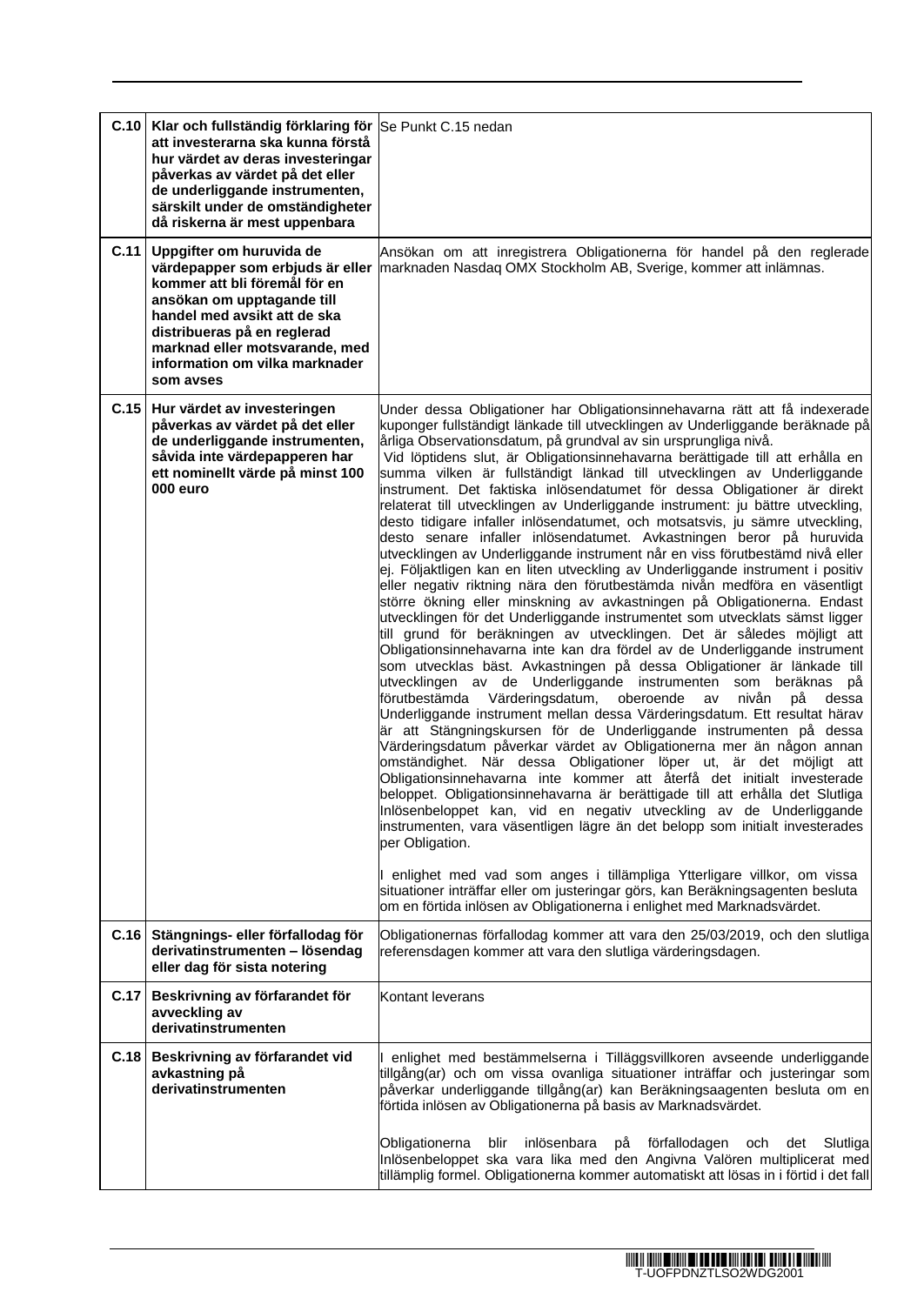| | | |
|---|---|---|
| **C.10** | **Klar och fullständig förklaring för att investerarna ska kunna förstå hur värdet av deras investeringar påverkas av värdet på det eller de underliggande instrumenten, särskilt under de omständigheter då riskerna är mest uppenbara** | Se Punkt C.15 nedan |
| **C.11** | **Uppgifter om huruvida de värdepapper som erbjuds är eller kommer att bli föremål för en ansökan om upptagande till handel med avsikt att de ska distribueras på en reglerad marknad eller motsvarande, med information om vilka marknader som avses** | Ansökan om att inregistrera Obligationerna för handel på den reglerade marknaden Nasdaq OMX Stockholm AB, Sverige, kommer att inlämnas. |
| **C.15** | **Hur värdet av investeringen påverkas av värdet på det eller de underliggande instrumenten, såvida inte värdepapperen har ett nominellt värde på minst 100 000 euro** | Under dessa Obligationer har Obligationsinnehavarna rätt att få indexerade kuponger fullständigt länkade till utvecklingen av Underliggande beräknade på årliga Observationsdatum, på grundval av sin ursprungliga nivå.<br>Vid löptidens slut, är Obligationsinnehavarna berättigade till att erhålla en summa vilken är fullständigt länkad till utvecklingen av Underliggande instrument. Det faktiska inlösendatumet för dessa Obligationer är direkt relaterat till utvecklingen av Underliggande instrument: ju bättre utveckling, desto tidigare infaller inlösendatumet, och motsatsvis, ju sämre utveckling, desto senare infaller inlösendatumet. Avkastningen beror på huruvida utvecklingen av Underliggande instrument når en viss förutbestämd nivå eller ej. Följaktligen kan en liten utveckling av Underliggande instrument i positiv eller negativ riktning nära den förutbestämda nivån medföra en väsentligt större ökning eller minskning av avkastningen på Obligationerna. Endast utvecklingen för det Underliggande instrumentet som utvecklats sämst ligger till grund för beräkningen av utvecklingen. Det är således möjligt att Obligationsinnehavarna inte kan dra fördel av de Underliggande instrument som utvecklas bäst. Avkastningen på dessa Obligationer är länkade till utvecklingen av de Underliggande instrumenten som beräknas på förutbestämda Värderingsdatum, oberoende av nivån på dessa Underliggande instrument mellan dessa Värderingsdatum. Ett resultat härav är att Stängningskursen för de Underliggande instrumenten på dessa Värderingsdatum påverkar värdet av Obligationerna mer än någon annan omständighet. När dessa Obligationer löper ut, är det möjligt att Obligationsinnehavarna inte kommer att återfå det initialt investerade beloppet. Obligationsinnehavarna är berättigade till att erhålla det Slutliga Inlösenbeloppet kan, vid en negativ utveckling av de Underliggande instrumenten, vara väsentligen lägre än det belopp som initialt investerades per Obligation.<br><br>I enlighet med vad som anges i tillämpliga Ytterligare villkor, om vissa situationer inträffar eller om justeringar görs, kan Beräkningsagenten besluta om en förtida inlösen av Obligationerna i enlighet med Marknadsvärdet. |
| **C.16** | **Stängnings- eller förfallodag för derivatinstrumenten – lösendag eller dag för sista notering** | Obligationernas förfallodag kommer att vara den 25/03/2019, och den slutliga referensdagen kommer att vara den slutliga värderingsdagen. |
| **C.17** | **Beskrivning av förfarandet för avveckling av derivatinstrumenten** | Kontant leverans |
| **C.18** | **Beskrivning av förfarandet vid avkastning på derivatinstrumenten** | I enlighet med bestämmelserna i Tilläggsvillkoren avseende underliggande tillgång(ar) och om vissa ovanliga situationer inträffar och justeringar som påverkar underliggande tillgång(ar) kan Beräkningsagenten besluta om en förtida inlösen av Obligationerna på basis av Marknadsvärdet.<br><br>Obligationerna blir inlösenbara på förfallodagen och det Slutliga Inlösenbeloppet ska vara lika med den Angivna Valören multiplicerat med tillämplig formel. Obligationerna kommer automatiskt att lösas in i förtid i det fall |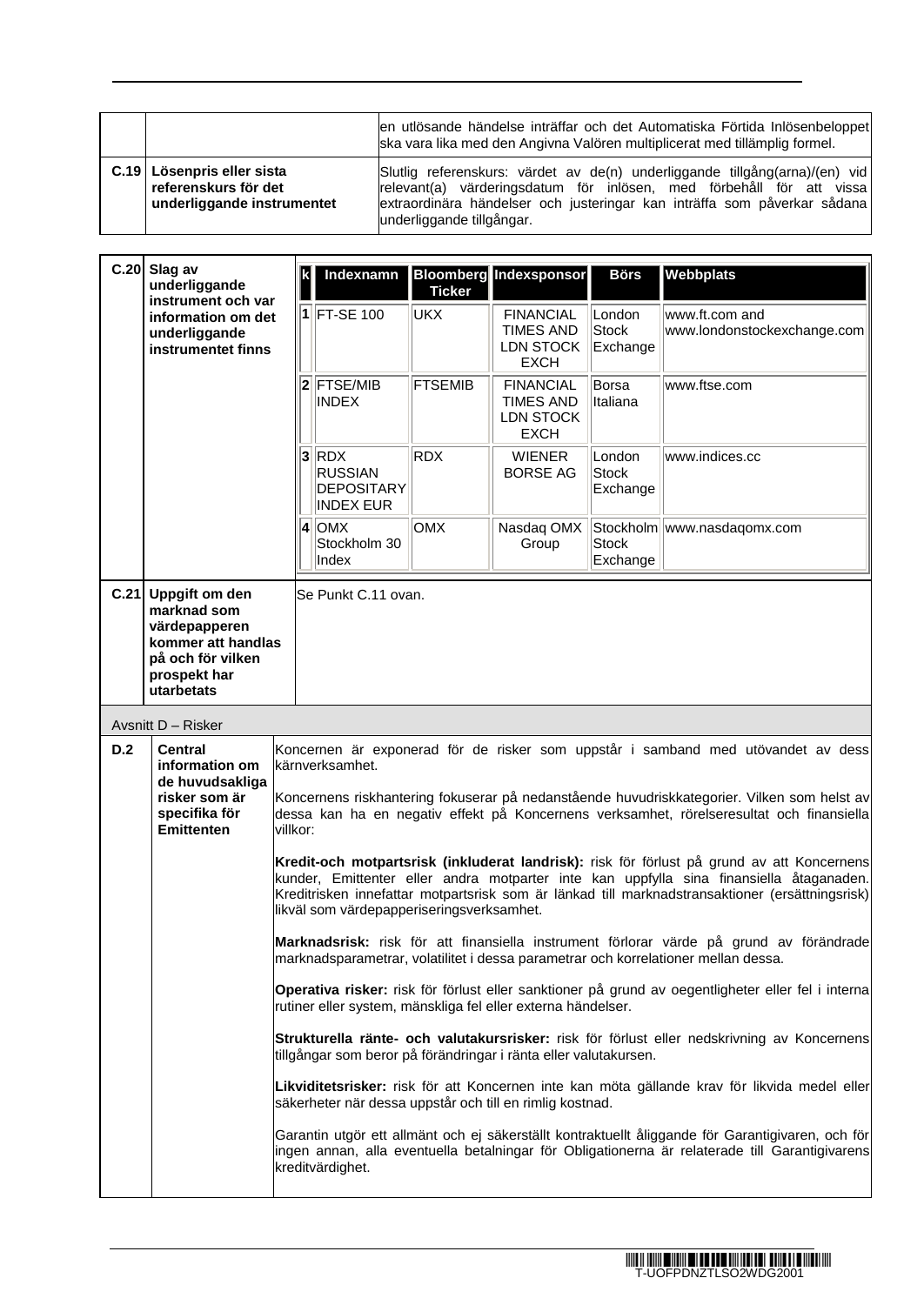| | | |
|---|---|---|
| | | en utlösande händelse inträffar och det Automatiska Förtida Inlösenbeloppet ska vara lika med den Angivna Valören multiplicerat med tillämplig formel. |
| **C.19** | **Lösenpris eller sista referenskurs för det underliggande instrumentet** | Slutlig referenskurs: värdet av de(n) underliggande tillgång(arna)/(en) vid relevant(a) värderingsdatum för inlösen, med förbehåll för att vissa extraordinära händelser och justeringar kan inträffa som påverkar sådana underliggande tillgångar. |

**C.20 Slag av underliggande instrument och var information om det underliggande instrumentet finns**

| k | Indexnamn | Bloomberg Ticker | Indexsponsor | Börs | Webbplats |
|---|---|---|---|---|---|
| 1 | FT-SE 100 | UKX | FINANCIAL TIMES AND LDN STOCK EXCH | London Stock Exchange | www.ft.com and www.londonstockexchange.com |
| 2 | FTSE/MIB INDEX | FTSEMIB | FINANCIAL TIMES AND LDN STOCK EXCH | Borsa Italiana | www.ftse.com |
| 3 | RDX RUSSIAN DEPOSITARY INDEX EUR | RDX | WIENER BORSE AG | London Stock Exchange | www.indices.cc |
| 4 | OMX Stockholm 30 Index | OMX | Nasdaq OMX Group | Stockholm Stock Exchange | www.nasdaqomx.com |

| | | |
|---|---|---|
| **C.21** | **Uppgift om den marknad som värdepapperen kommer att handlas på och för vilken prospekt har utarbetats** | Se Punkt C.11 ovan. |

Avsnitt D – Risker

**D.2 Central information om de huvudsakliga risker som är specifika för Emittenten**

Koncernen är exponerad för de risker som uppstår i samband med utövandet av dess kärnverksamhet.

Koncernens riskhantering fokuserar på nedanstående huvudriskkategorier. Vilken som helst av dessa kan ha en negativ effekt på Koncernens verksamhet, rörelseresultat och finansiella villkor:

**Kredit-och motpartsrisk (inkluderat landrisk):** risk för förlust på grund av att Koncernens kunder, Emittenter eller andra motparter inte kan uppfylla sina finansiella åtaganaden. Kreditrisken innefattar motpartsrisk som är länkad till marknadstransaktioner (ersättningsrisk) likväl som värdepapperiseringsverksamhet.

**Marknadsrisk:** risk för att finansiella instrument förlorar värde på grund av förändrade marknadsparametrar, volatilitet i dessa parametrar och korrelationer mellan dessa.

**Operativa risker:** risk för förlust eller sanktioner på grund av oegentligheter eller fel i interna rutiner eller system, mänskliga fel eller externa händelser.

**Strukturella ränte- och valutakursrisker:** risk för förlust eller nedskrivning av Koncernens tillgångar som beror på förändringar i ränta eller valutakursen.

**Likviditetsrisker:** risk för att Koncernen inte kan möta gällande krav för likvida medel eller säkerheter när dessa uppstår och till en rimlig kostnad.

Garantin utgör ett allmänt och ej säkerställt kontraktuellt åliggande för Garantigivaren, och för ingen annan, alla eventuella betalningar för Obligationerna är relaterade till Garantigivarens kreditvärdighet.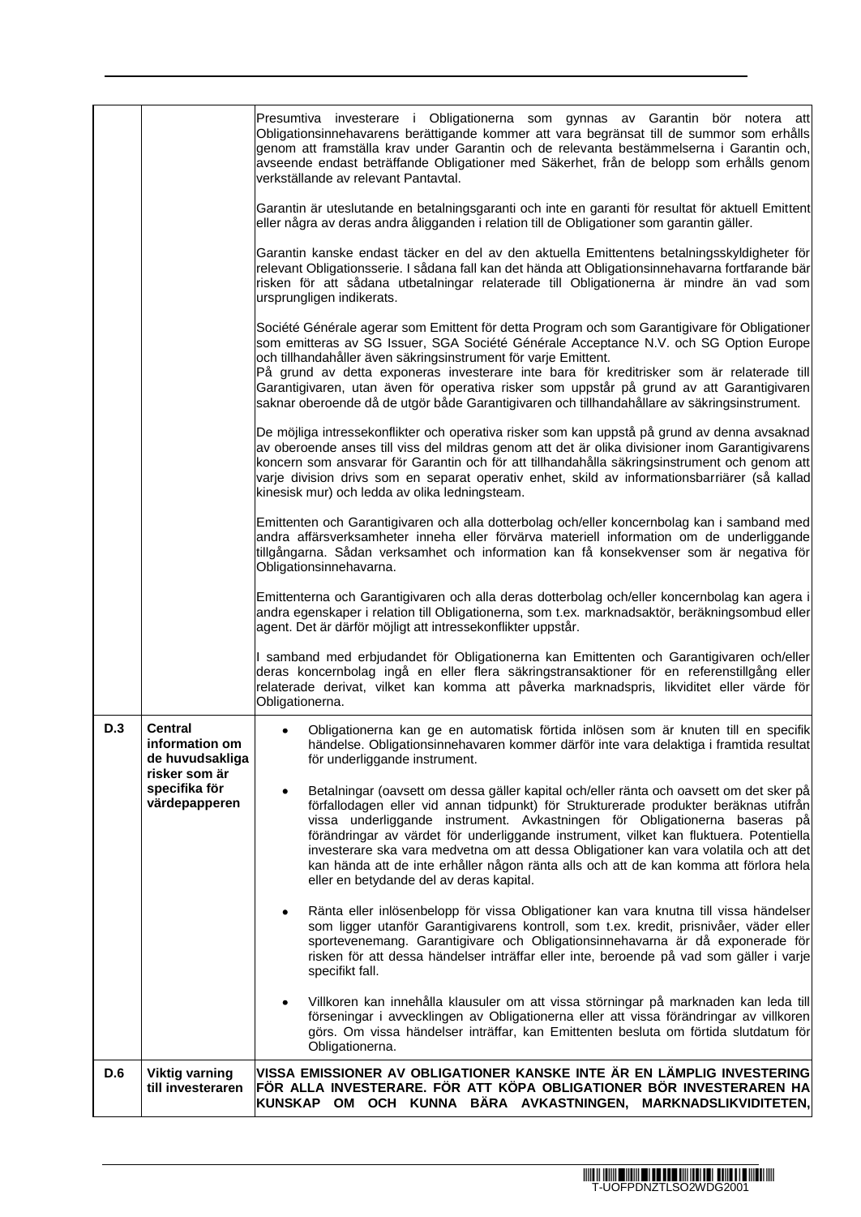| | | |
|---|---|---|
| | | Presumtiva investerare i Obligationerna som gynnas av Garantin bör notera att Obligationsinnehavarens berättigande kommer att vara begränsat till de summor som erhålls genom att framställa krav under Garantin och de relevanta bestämmelserna i Garantin och, avseende endast beträffande Obligationer med Säkerhet, från de belopp som erhålls genom verkställande av relevant Pantavtal.<br><br>Garantin är uteslutande en betalningsgaranti och inte en garanti för resultat för aktuell Emittent eller några av deras andra åligganden i relation till de Obligationer som garantin gäller.<br><br>Garantin kanske endast täcker en del av den aktuella Emittentens betalningsskyldigheter för relevant Obligationsserie. I sådana fall kan det hända att Obligationsinnehavarna fortfarande bär risken för att sådana utbetalningar relaterade till Obligationerna är mindre än vad som ursprungligen indikerats.<br><br>Société Générale agerar som Emittent för detta Program och som Garantigivare för Obligationer som emitteras av SG Issuer, SGA Société Générale Acceptance N.V. och SG Option Europe och tillhandahåller även säkringsinstrument för varje Emittent.<br>På grund av detta exponeras investerare inte bara för kreditrisker som är relaterade till Garantigivaren, utan även för operativa risker som uppstår på grund av att Garantigivaren saknar oberoende då de utgör både Garantigivaren och tillhandahållare av säkringsinstrument.<br><br>De möjliga intressekonflikter och operativa risker som kan uppstå på grund av denna avsaknad av oberoende anses till viss del mildras genom att det är olika divisioner inom Garantigivarens koncern som ansvarar för Garantin och för att tillhandahålla säkringsinstrument och genom att varje division drivs som en separat operativ enhet, skild av informationsbarriärer (så kallad kinesisk mur) och ledda av olika ledningsteam.<br><br>Emittenten och Garantigivaren och alla dotterbolag och/eller koncernbolag kan i samband med andra affärsverksamheter inneha eller förvärva materiell information om de underliggande tillgångarna. Sådan verksamhet och information kan få konsekvenser som är negativa för Obligationsinnehavarna.<br><br>Emittenterna och Garantigivaren och alla deras dotterbolag och/eller koncernbolag kan agera i andra egenskaper i relation till Obligationerna, som t.ex. marknadsaktör, beräkningsombud eller agent. Det är därför möjligt att intressekonflikter uppstår.<br><br>I samband med erbjudandet för Obligationerna kan Emittenten och Garantigivaren och/eller deras koncernbolag ingå en eller flera säkringstransaktioner för en referenstillgång eller relaterade derivat, vilket kan komma att påverka marknadspris, likviditet eller värde för Obligationerna. |
| **D.3** | **Central information om de huvudsakliga risker som är specifika för värdepapperen** | • Obligationerna kan ge en automatisk förtida inlösen som är knuten till en specifik händelse. Obligationsinnehavaren kommer därför inte vara delaktiga i framtida resultat för underliggande instrument.<br><br>• Betalningar (oavsett om dessa gäller kapital och/eller ränta och oavsett om det sker på förfallodagen eller vid annan tidpunkt) för Strukturerade produkter beräknas utifrån vissa underliggande instrument. Avkastningen för Obligationerna baseras på förändringar av värdet för underliggande instrument, vilket kan fluktuera. Potentiella investerare ska vara medvetna om att dessa Obligationer kan vara volatila och att det kan hända att de inte erhåller någon ränta alls och att de kan komma att förlora hela eller en betydande del av deras kapital.<br><br>• Ränta eller inlösenbelopp för vissa Obligationer kan vara knutna till vissa händelser som ligger utanför Garantigivarens kontroll, som t.ex. kredit, prisnivåer, väder eller sportevenemang. Garantigivare och Obligationsinnehavarna är då exponerade för risken för att dessa händelser inträffar eller inte, beroende på vad som gäller i varje specifikt fall.<br><br>• Villkoren kan innehålla klausuler om att vissa störningar på marknaden kan leda till förseningar i avvecklingen av Obligationerna eller att vissa förändringar av villkoren görs. Om vissa händelser inträffar, kan Emittenten besluta om förtida slutdatum för Obligationerna. |
| **D.6** | **Viktig varning till investeraren** | **VISSA EMISSIONER AV OBLIGATIONER KANSKE INTE ÄR EN LÄMPLIG INVESTERING FÖR ALLA INVESTERARE. FÖR ATT KÖPA OBLIGATIONER BÖR INVESTERAREN HA KUNSKAP OM OCH KUNNA BÄRA AVKASTNINGEN, MARKNADSLIKVIDITETEN,** |

T-UOFPDNZTLSO2WDG2001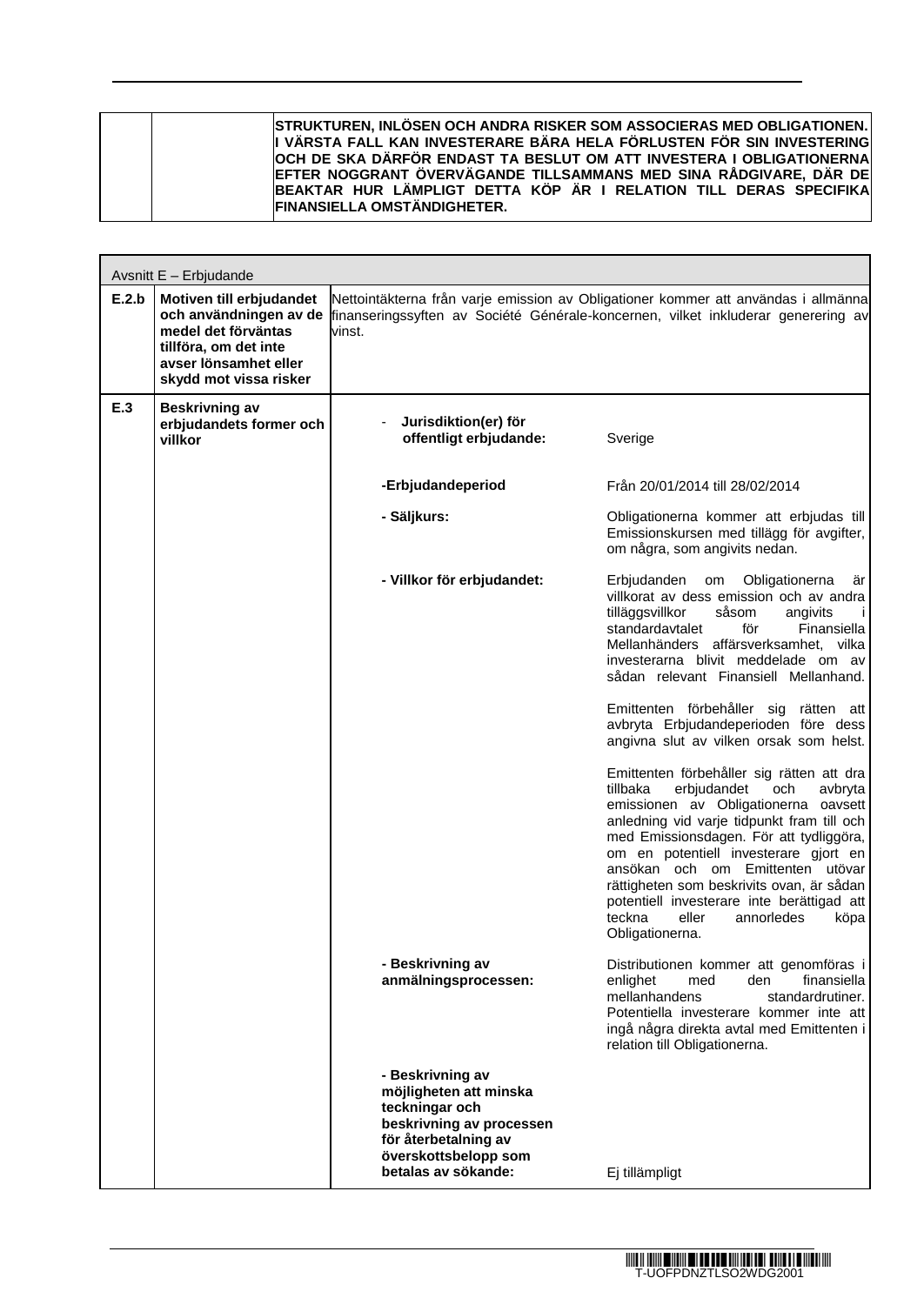| | | |
|---|---|---|
| | | **STRUKTUREN, INLÖSEN OCH ANDRA RISKER SOM ASSOCIERAS MED OBLIGATIONEN. I VÄRSTA FALL KAN INVESTERARE BÄRA HELA FÖRLUSTEN FÖR SIN INVESTERING OCH DE SKA DÄRFÖR ENDAST TA BESLUT OM ATT INVESTERA I OBLIGATIONERNA EFTER NOGGRANT ÖVERVÄGANDE TILLSAMMANS MED SINA RÅDGIVARE, DÄR DE BEAKTAR HUR LÄMPLIGT DETTA KÖP ÄR I RELATION TILL DERAS SPECIFIKA FINANSIELLA OMSTÄNDIGHETER.** |

| Avsnitt E – Erbjudande | | | |
|---|---|---|---|
| **E.2.b** | **Motiven till erbjudandet och användningen av de medel det förväntas tillföra, om det inte avser lönsamhet eller skydd mot vissa risker** | Nettointäkterna från varje emission av Obligationer kommer att användas i allmänna finanseringssyften av Société Générale-koncernen, vilket inkluderar generering av vinst. | |
| **E.3** | **Beskrivning av erbjudandets former och villkor** | - **Jurisdiktion(er) för offentligt erbjudande:** | Sverige |
| | | **-Erbjudandeperiod** | Från 20/01/2014 till 28/02/2014 |
| | | **- Säljkurs:** | Obligationerna kommer att erbjudas till Emissionskursen med tillägg för avgifter, om några, som angivits nedan. |
| | | **- Villkor för erbjudandet:** | Erbjudanden om Obligationerna är villkorat av dess emission och av andra tilläggsvillkor såsom angivits i standardavtalet för Finansiella Mellanhänders affärsverksamhet, vilka investerarna blivit meddelade om av sådan relevant Finansiell Mellanhand.<br><br>Emittenten förbehåller sig rätten att avbryta Erbjudandeperioden före dess angivna slut av vilken orsak som helst.<br><br>Emittenten förbehåller sig rätten att dra tillbaka erbjudandet och avbryta emissionen av Obligationerna oavsett anledning vid varje tidpunkt fram till och med Emissionsdagen. För att tydliggöra, om en potentiell investerare gjort en ansökan och om Emittenten utövar rättigheten som beskrivits ovan, är sådan potentiell investerare inte berättigad att teckna eller annorledes köpa Obligationerna. |
| | | **- Beskrivning av anmälningsprocessen:** | Distributionen kommer att genomföras i enlighet med den finansiella mellanhandens standardrutiner. Potentiella investerare kommer inte att ingå några direkta avtal med Emittenten i relation till Obligationerna. |
| | | **- Beskrivning av möjligheten att minska teckningar och beskrivning av processen för återbetalning av överskottsbelopp som betalas av sökande:** | Ej tillämpligt |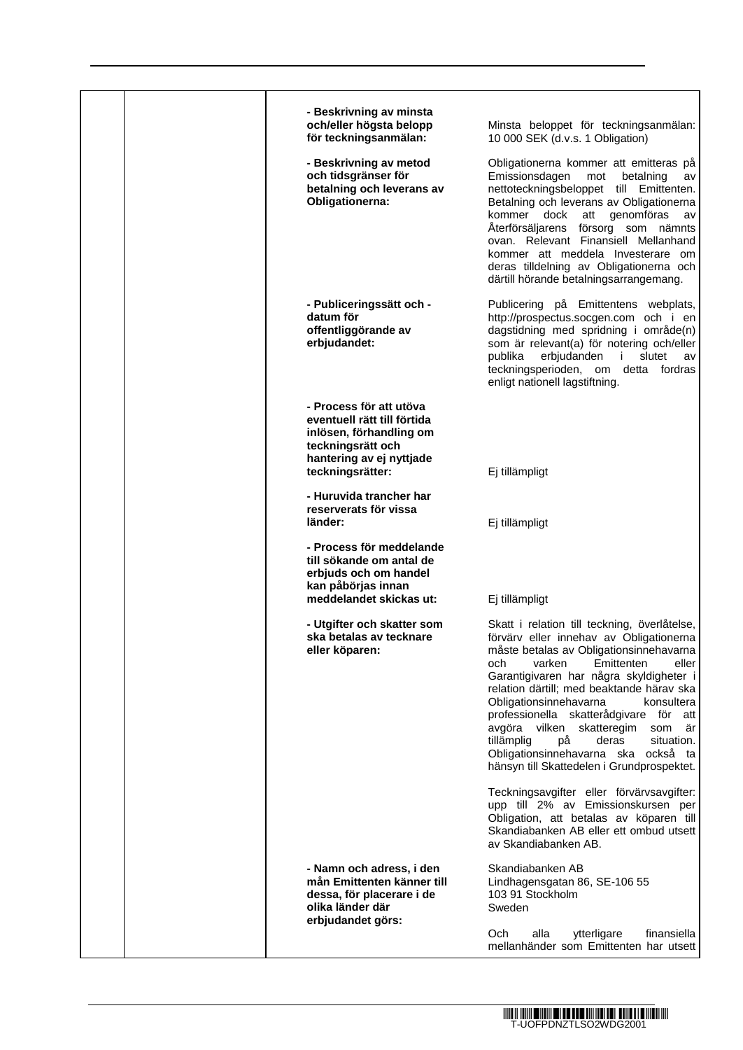| | | | |
|---|---|---|---|
| | | **- Beskrivning av minsta och/eller högsta belopp för teckningsanmälan:** | Minsta beloppet för teckningsanmälan: 10 000 SEK (d.v.s. 1 Obligation) |
| | | **- Beskrivning av metod och tidsgränser för betalning och leverans av Obligationerna:** | Obligationerna kommer att emitteras på Emissionsdagen mot betalning av nettoteckningsbeloppet till Emittenten. Betalning och leverans av Obligationerna kommer dock att genomföras av Återförsäljarens försorg som nämnts ovan. Relevant Finansiell Mellanhand kommer att meddela Investerare om deras tilldelning av Obligationerna och därtill hörande betalningsarrangemang. |
| | | **- Publiceringssätt och -datum för offentliggörande av erbjudandet:** | Publicering på Emittentens webplats, http://prospectus.socgen.com och i en dagstidning med spridning i område(n) som är relevant(a) för notering och/eller publika erbjudanden i slutet av teckningsperioden, om detta fordras enligt nationell lagstiftning. |
| | | **- Process för att utöva eventuell rätt till förtida inlösen, förhandling om teckningsrätt och hantering av ej nyttjade teckningsrätter:** | Ej tillämpligt |
| | | **- Huruvida trancher har reserverats för vissa länder:** | Ej tillämpligt |
| | | **- Process för meddelande till sökande om antal de erbjuds och om handel kan påbörjas innan meddelandet skickas ut:** | Ej tillämpligt |
| | | **- Utgifter och skatter som ska betalas av tecknare eller köparen:** | Skatt i relation till teckning, överlåtelse, förvärv eller innehav av Obligationerna måste betalas av Obligationsinnehavarna och varken Emittenten eller Garantigivaren har några skyldigheter i relation därtill; med beaktande härav ska Obligationsinnehavarna konsultera professionella skatterådgivare för att avgöra vilken skatteregim som är tillämplig på deras situation. Obligationsinnehavarna ska också ta hänsyn till Skattedelen i Grundprospektet.<br><br>Teckningsavgifter eller förvärvsavgifter: upp till 2% av Emissionskursen per Obligation, att betalas av köparen till Skandiabanken AB eller ett ombud utsett av Skandiabanken AB. |
| | | **- Namn och adress, i den mån Emittenten känner till dessa, för placerare i de olika länder där erbjudandet görs:** | Skandiabanken AB<br>Lindhagensgatan 86, SE-106 55<br>103 91 Stockholm<br>Sweden<br><br>Och alla ytterligare finansiella mellanhänder som Emittenten har utsett |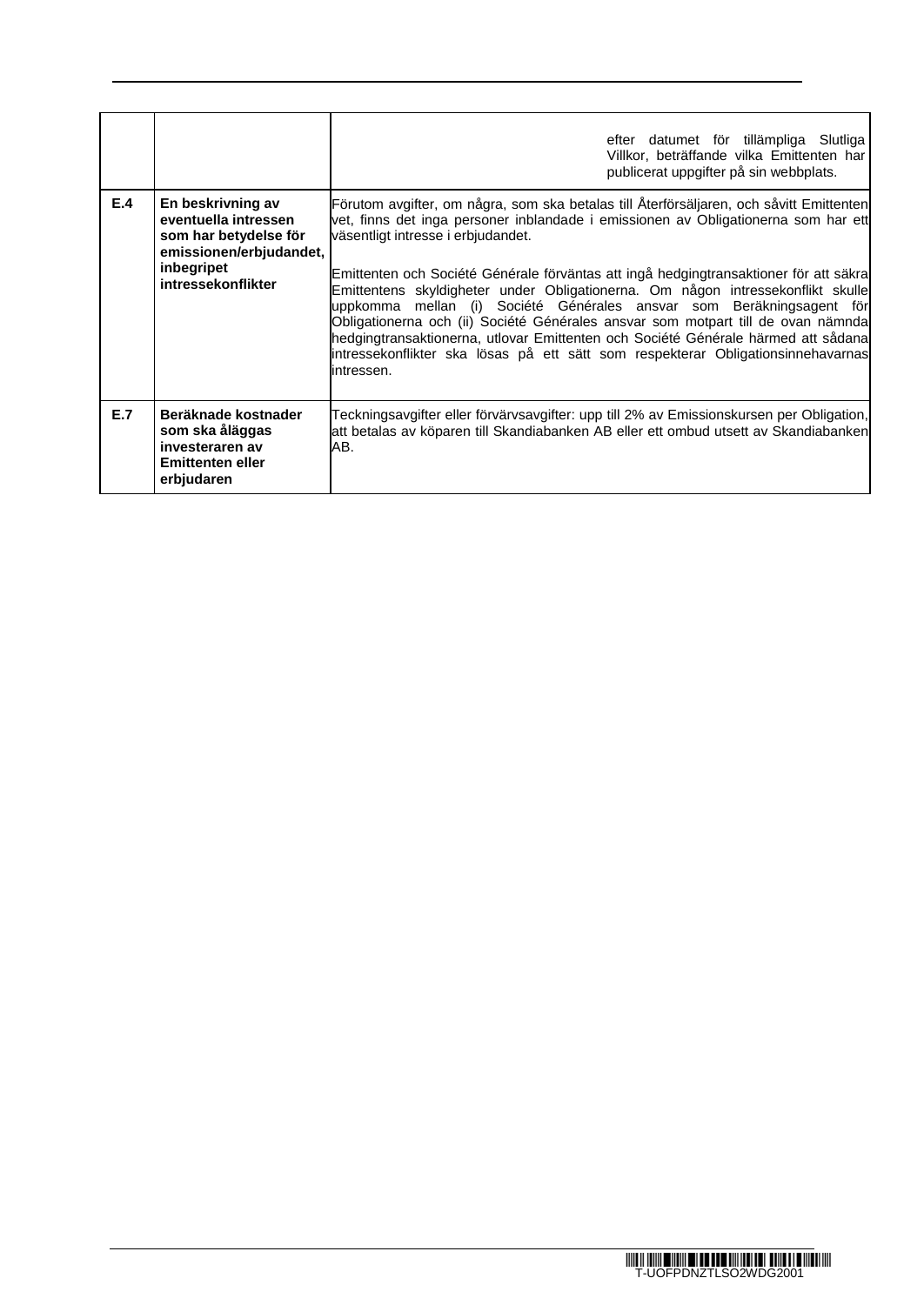| | | |
|---|---|---|
| | | efter datumet för tillämpliga Slutliga Villkor, beträffande vilka Emittenten har publicerat uppgifter på sin webbplats. |
| **E.4** | **En beskrivning av eventuella intressen som har betydelse för emissionen/erbjudandet, inbegripet intressekonflikter** | Förutom avgifter, om några, som ska betalas till Återförsäljaren, och såvitt Emittenten vet, finns det inga personer inblandade i emissionen av Obligationerna som har ett väsentligt intresse i erbjudandet.<br><br>Emittenten och Société Générale förväntas att ingå hedgingtransaktioner för att säkra Emittentens skyldigheter under Obligationerna. Om någon intressekonflikt skulle uppkomma mellan (i) Société Générales ansvar som Beräkningsagent för Obligationerna och (ii) Société Générales ansvar som motpart till de ovan nämnda hedgingtransaktionerna, utlovar Emittenten och Société Générale härmed att sådana intressekonflikter ska lösas på ett sätt som respekterar Obligationsinnehavarnas intressen. |
| **E.7** | **Beräknade kostnader som ska åläggas investeraren av Emittenten eller erbjudaren** | Teckningsavgifter eller förvärvsavgifter: upp till 2% av Emissionskursen per Obligation, att betalas av köparen till Skandiabanken AB eller ett ombud utsett av Skandiabanken AB. |